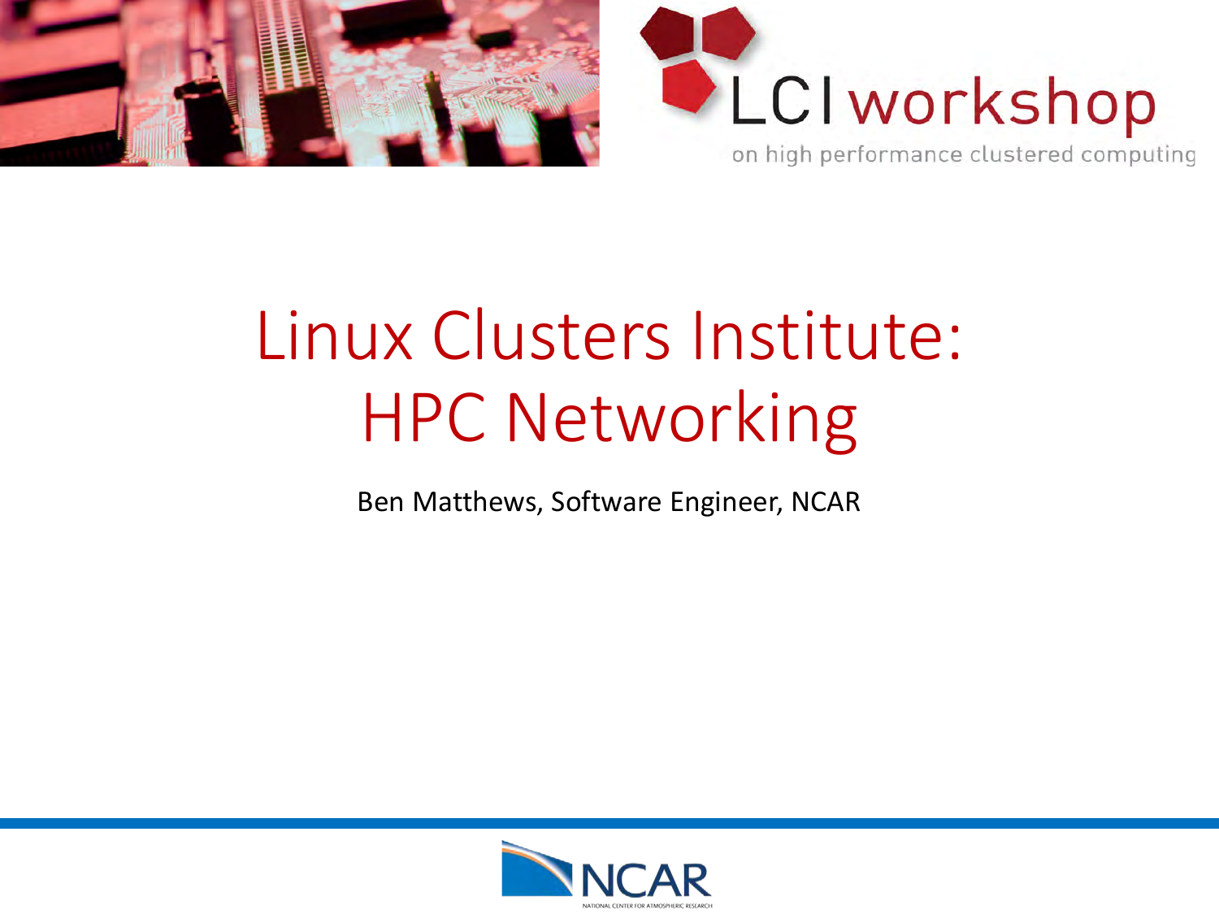LCI workshop

on high performance clustered computing

# Linux Clusters Institute: HPC Networking

Ben Matthews, Software Engineer, NCAR

NCAR

NATIONAL CENTER FOR ATMOSPHERIC RESEARCH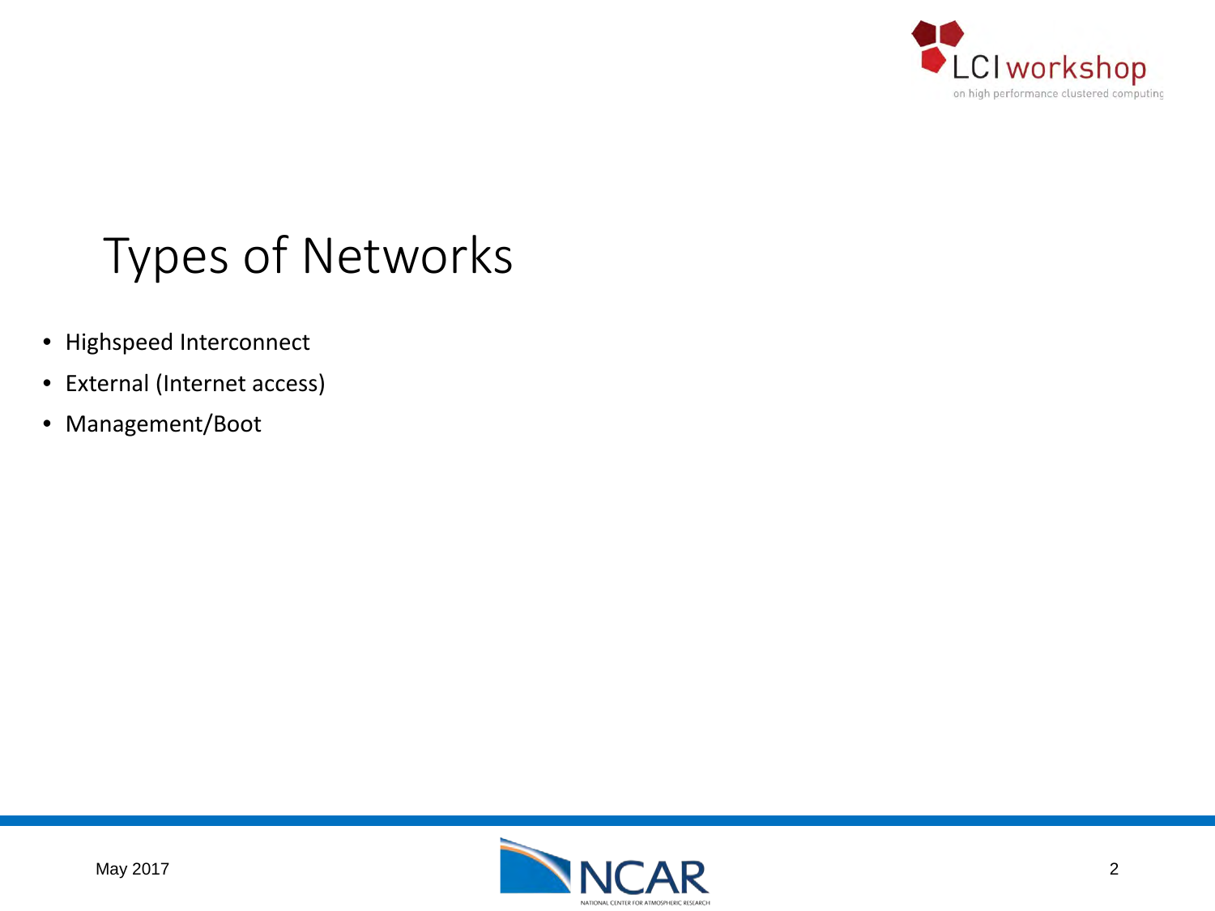# Types of Networks

- Highspeed Interconnect
- External (Internet access)
- Management/Boot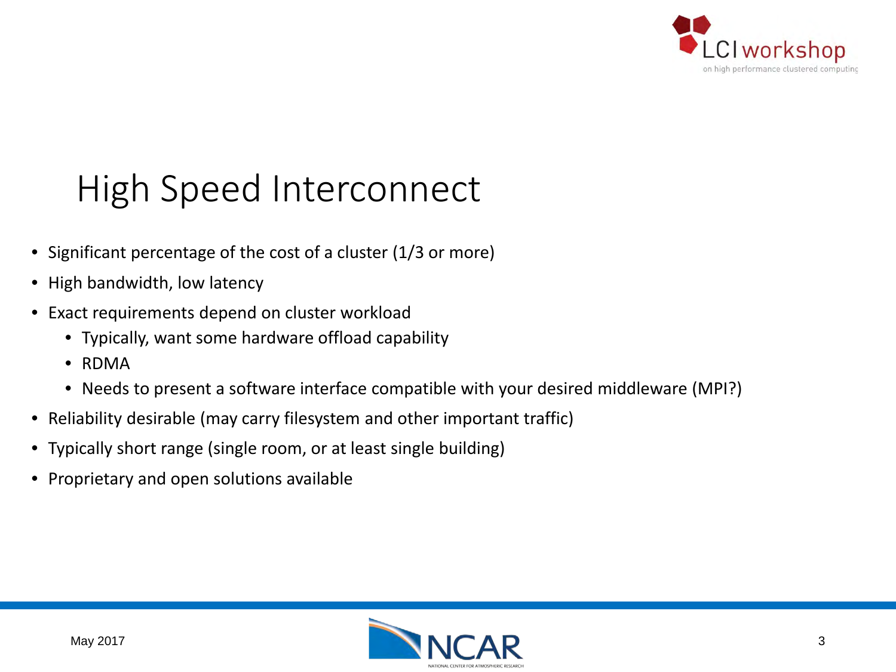# High Speed Interconnect

- Significant percentage of the cost of a cluster (1/3 or more)
- High bandwidth, low latency
- Exact requirements depend on cluster workload
  - Typically, want some hardware offload capability
  - RDMA
  - Needs to present a software interface compatible with your desired middleware (MPI?)
- Reliability desirable (may carry filesystem and other important traffic)
- Typically short range (single room, or at least single building)
- Proprietary and open solutions available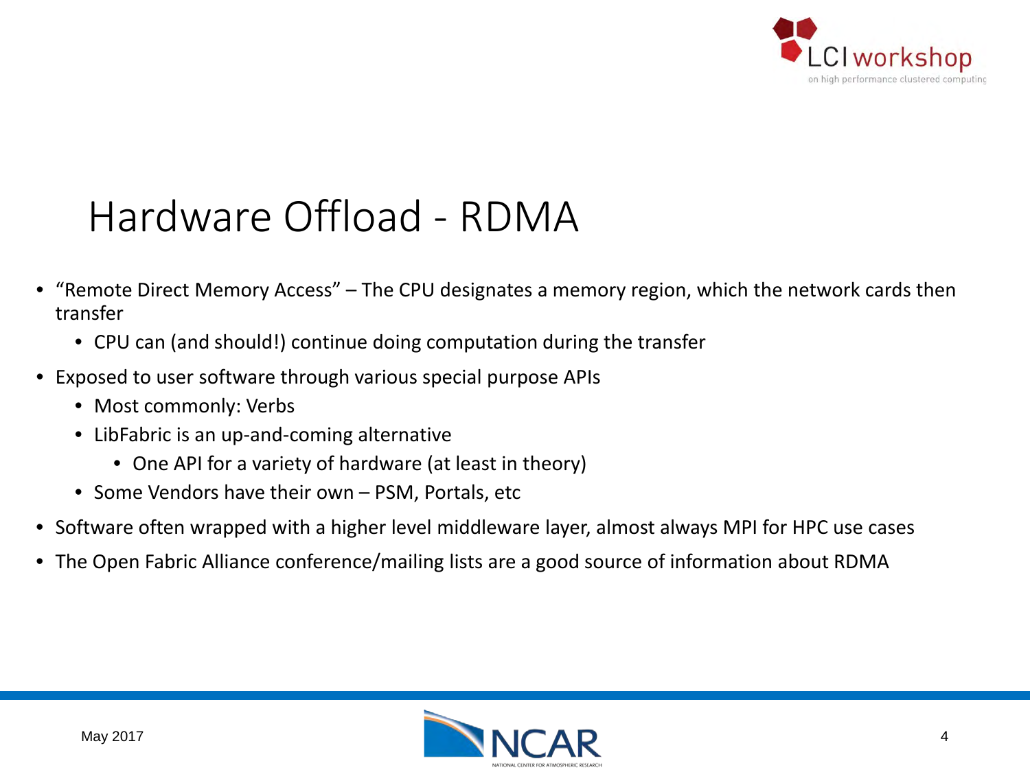# Hardware Offload - RDMA

- “Remote Direct Memory Access” – The CPU designates a memory region, which the network cards then transfer
  - CPU can (and should!) continue doing computation during the transfer
- Exposed to user software through various special purpose APIs
  - Most commonly: Verbs
  - LibFabric is an up-and-coming alternative
    - One API for a variety of hardware (at least in theory)
  - Some Vendors have their own – PSM, Portals, etc
- Software often wrapped with a higher level middleware layer, almost always MPI for HPC use cases
- The Open Fabric Alliance conference/mailing lists are a good source of information about RDMA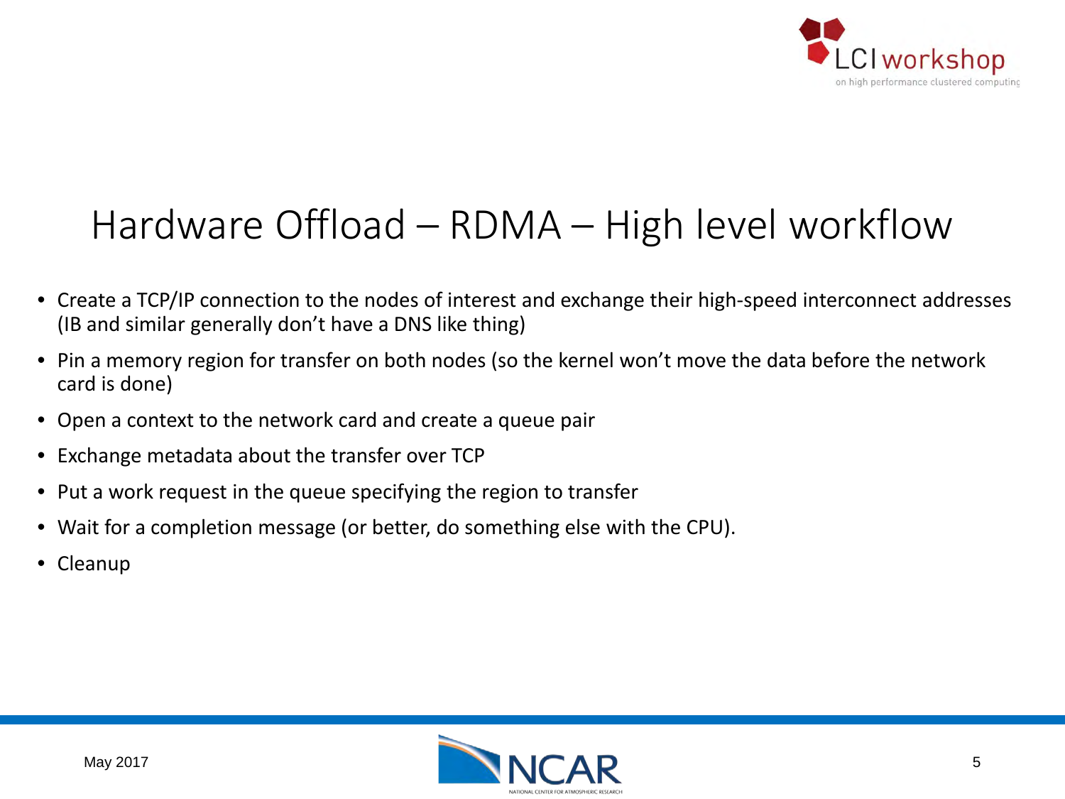# Hardware Offload – RDMA – High level workflow

- Create a TCP/IP connection to the nodes of interest and exchange their high-speed interconnect addresses (IB and similar generally don't have a DNS like thing)
- Pin a memory region for transfer on both nodes (so the kernel won't move the data before the network card is done)
- Open a context to the network card and create a queue pair
- Exchange metadata about the transfer over TCP
- Put a work request in the queue specifying the region to transfer
- Wait for a completion message (or better, do something else with the CPU).
- Cleanup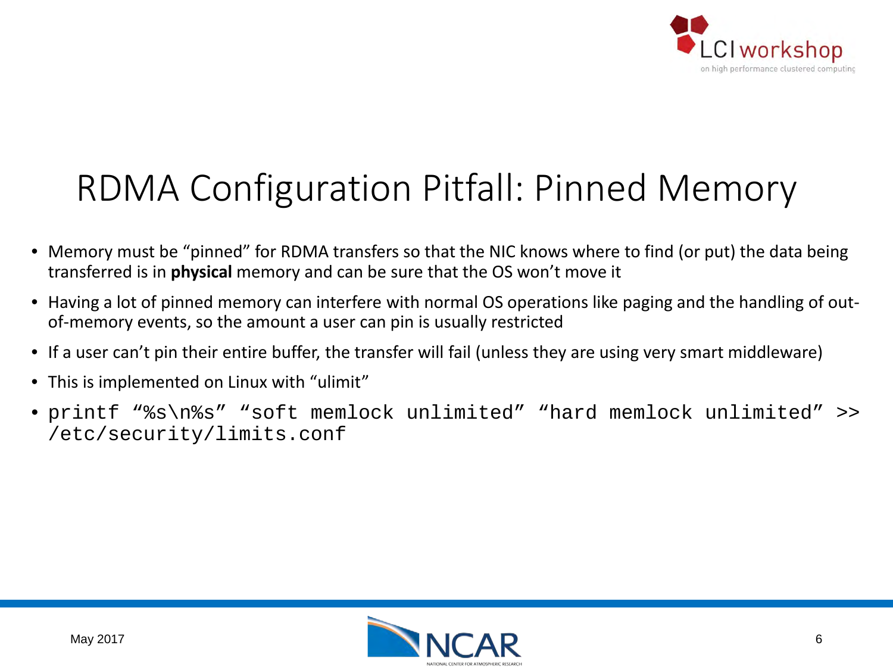# RDMA Configuration Pitfall: Pinned Memory

- Memory must be “pinned” for RDMA transfers so that the NIC knows where to find (or put) the data being transferred is in **physical** memory and can be sure that the OS won’t move it
- Having a lot of pinned memory can interfere with normal OS operations like paging and the handling of out-of-memory events, so the amount a user can pin is usually restricted
- If a user can’t pin their entire buffer, the transfer will fail (unless they are using very smart middleware)
- This is implemented on Linux with “ulimit”
- `printf “%s\n%s” “soft memlock unlimited” “hard memlock unlimited” >> /etc/security/limits.conf`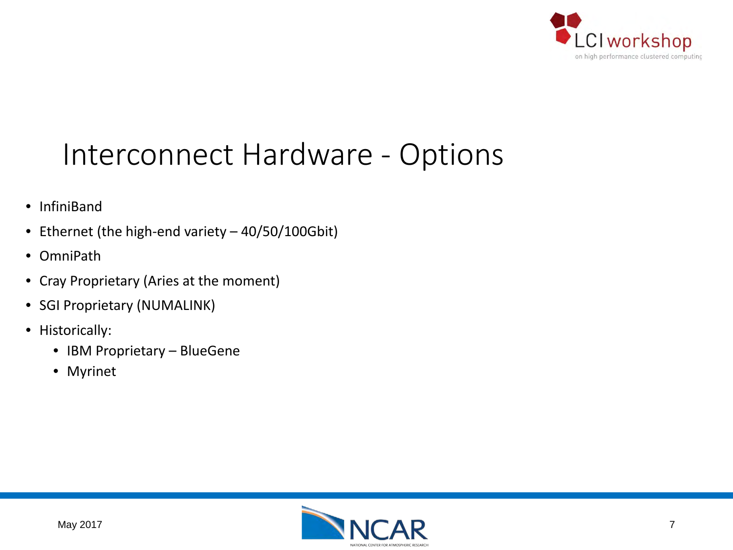# Interconnect Hardware - Options

- InfiniBand
- Ethernet (the high-end variety – 40/50/100Gbit)
- OmniPath
- Cray Proprietary (Aries at the moment)
- SGI Proprietary (NUMALINK)
- Historically:
  - IBM Proprietary – BlueGene
  - Myrinet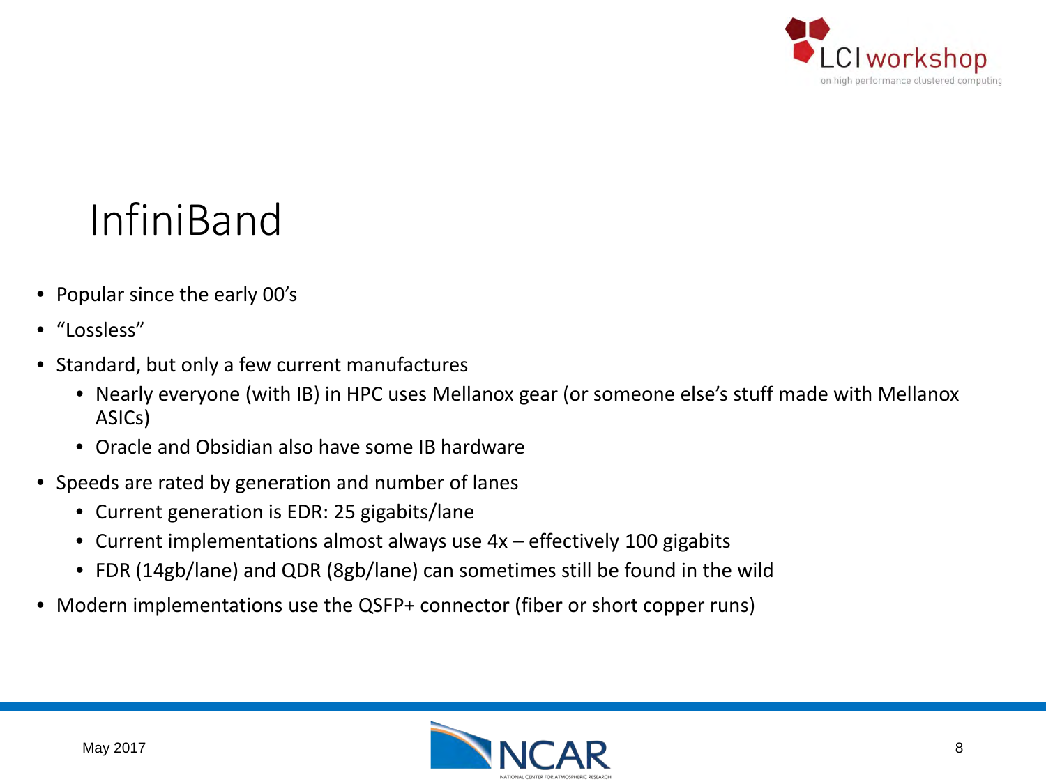# InfiniBand

- Popular since the early 00's
- "Lossless"
- Standard, but only a few current manufactures
  - Nearly everyone (with IB) in HPC uses Mellanox gear (or someone else's stuff made with Mellanox ASICs)
  - Oracle and Obsidian also have some IB hardware
- Speeds are rated by generation and number of lanes
  - Current generation is EDR: 25 gigabits/lane
  - Current implementations almost always use 4x – effectively 100 gigabits
  - FDR (14gb/lane) and QDR (8gb/lane) can sometimes still be found in the wild
- Modern implementations use the QSFP+ connector (fiber or short copper runs)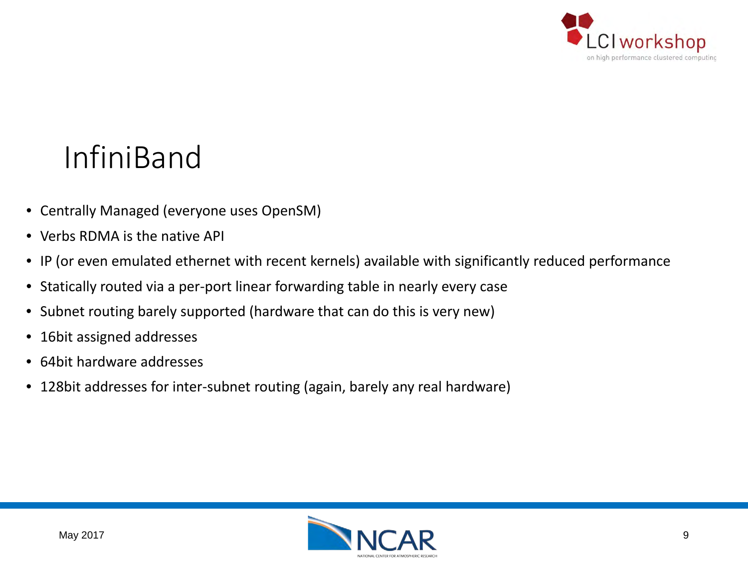# InfiniBand

- Centrally Managed (everyone uses OpenSM)
- Verbs RDMA is the native API
- IP (or even emulated ethernet with recent kernels) available with significantly reduced performance
- Statically routed via a per-port linear forwarding table in nearly every case
- Subnet routing barely supported (hardware that can do this is very new)
- 16bit assigned addresses
- 64bit hardware addresses
- 128bit addresses for inter-subnet routing (again, barely any real hardware)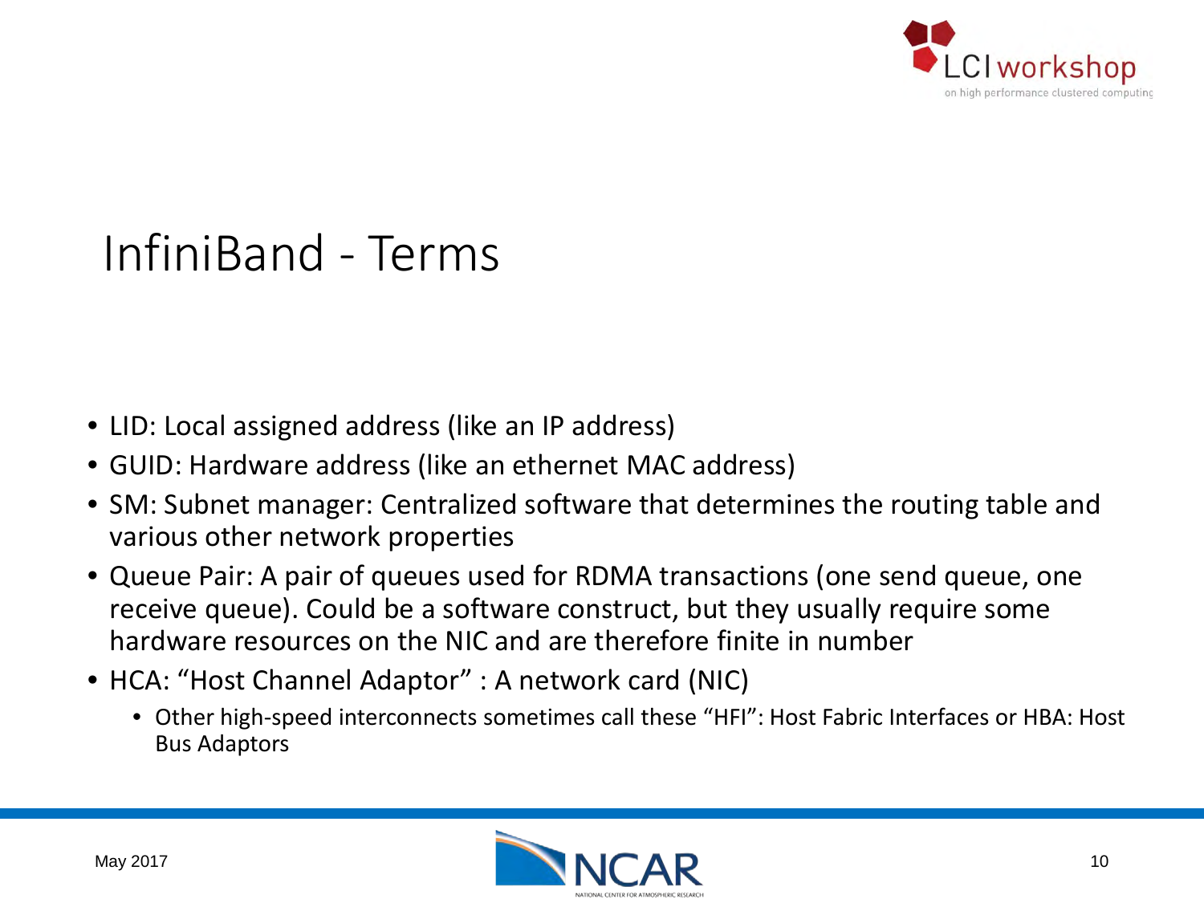# InfiniBand - Terms

- LID: Local assigned address (like an IP address)
- GUID: Hardware address (like an ethernet MAC address)
- SM: Subnet manager: Centralized software that determines the routing table and various other network properties
- Queue Pair: A pair of queues used for RDMA transactions (one send queue, one receive queue). Could be a software construct, but they usually require some hardware resources on the NIC and are therefore finite in number
- HCA: "Host Channel Adaptor" : A network card (NIC)
  - Other high-speed interconnects sometimes call these "HFI": Host Fabric Interfaces or HBA: Host Bus Adaptors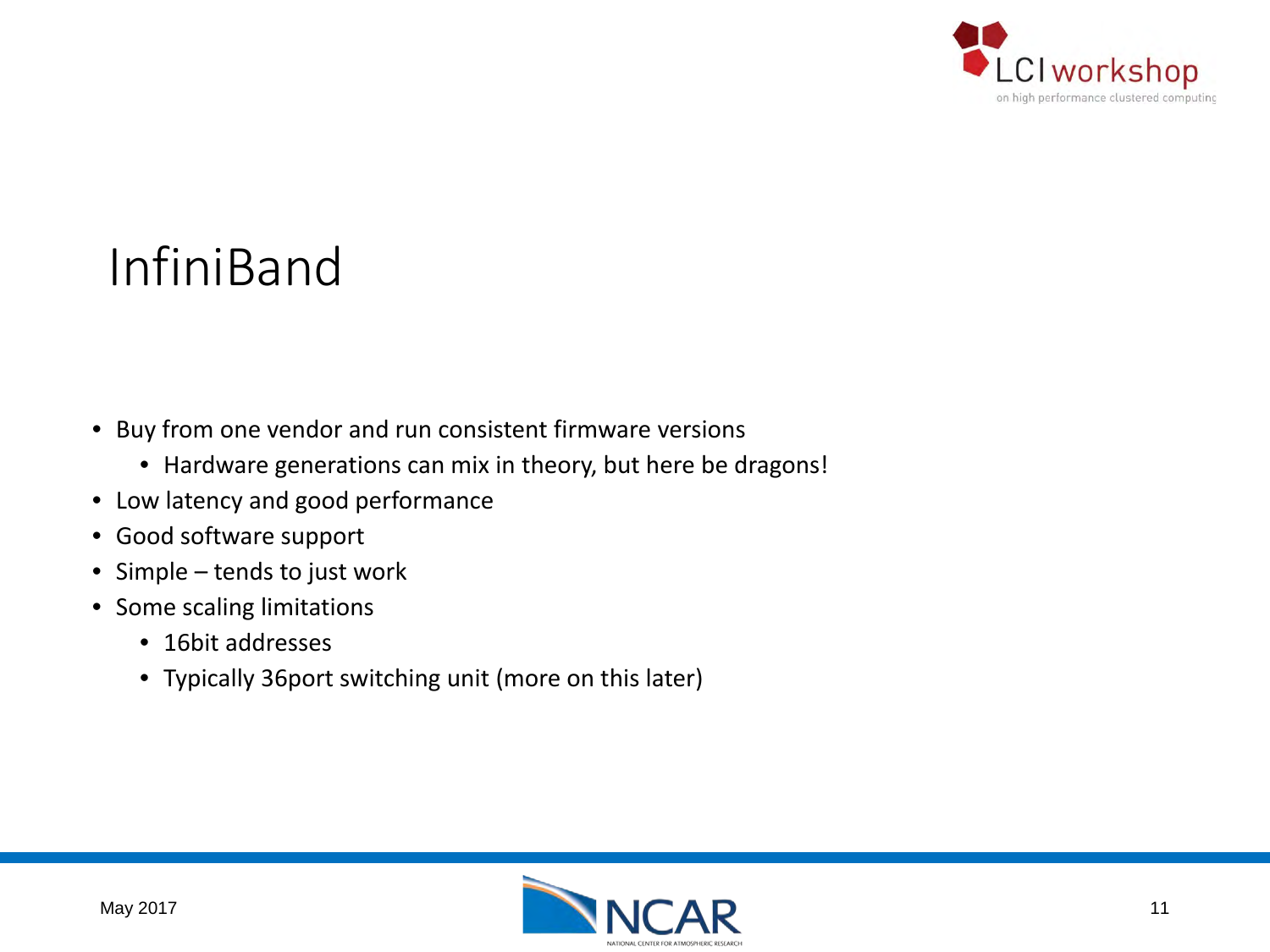# InfiniBand

- Buy from one vendor and run consistent firmware versions
  - Hardware generations can mix in theory, but here be dragons!
- Low latency and good performance
- Good software support
- Simple – tends to just work
- Some scaling limitations
  - 16bit addresses
  - Typically 36port switching unit (more on this later)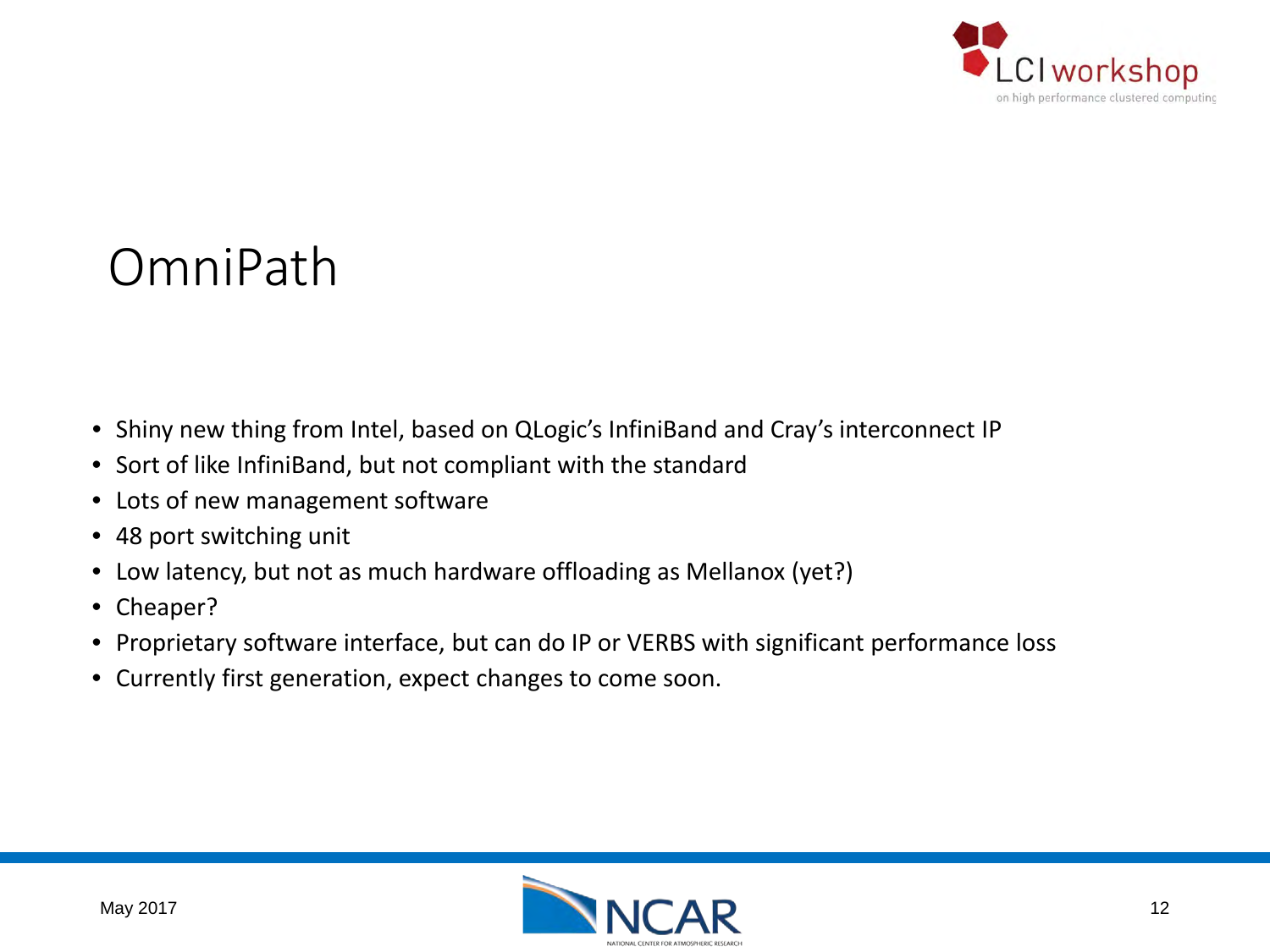# OmniPath

- Shiny new thing from Intel, based on QLogic's InfiniBand and Cray's interconnect IP
- Sort of like InfiniBand, but not compliant with the standard
- Lots of new management software
- 48 port switching unit
- Low latency, but not as much hardware offloading as Mellanox (yet?)
- Cheaper?
- Proprietary software interface, but can do IP or VERBS with significant performance loss
- Currently first generation, expect changes to come soon.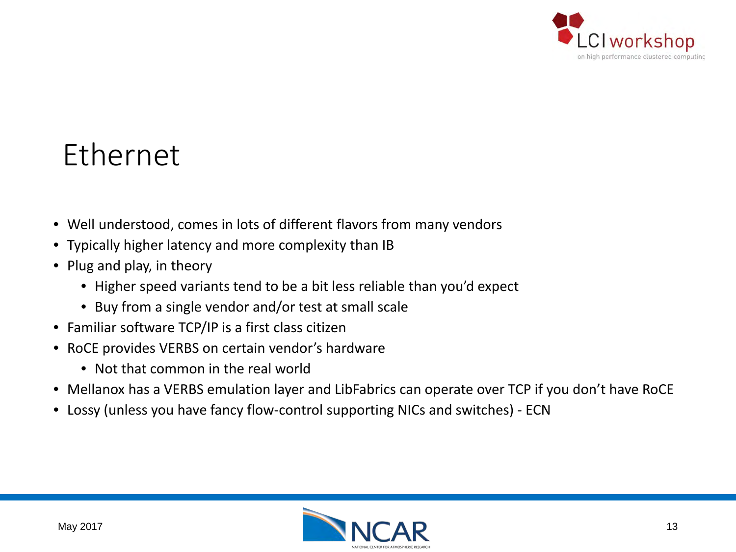# Ethernet

- Well understood, comes in lots of different flavors from many vendors
- Typically higher latency and more complexity than IB
- Plug and play, in theory
  - Higher speed variants tend to be a bit less reliable than you'd expect
  - Buy from a single vendor and/or test at small scale
- Familiar software TCP/IP is a first class citizen
- RoCE provides VERBS on certain vendor's hardware
  - Not that common in the real world
- Mellanox has a VERBS emulation layer and LibFabrics can operate over TCP if you don't have RoCE
- Lossy (unless you have fancy flow-control supporting NICs and switches) - ECN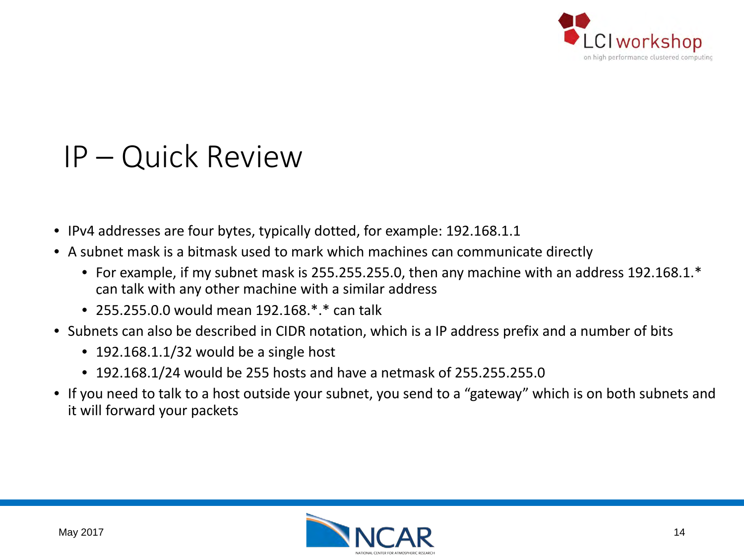# IP – Quick Review

- IPv4 addresses are four bytes, typically dotted, for example: 192.168.1.1
- A subnet mask is a bitmask used to mark which machines can communicate directly
  - For example, if my subnet mask is 255.255.255.0, then any machine with an address 192.168.1.* can talk with any other machine with a similar address
  - 255.255.0.0 would mean 192.168.*.* can talk
- Subnets can also be described in CIDR notation, which is a IP address prefix and a number of bits
  - 192.168.1.1/32 would be a single host
  - 192.168.1/24 would be 255 hosts and have a netmask of 255.255.255.0
- If you need to talk to a host outside your subnet, you send to a "gateway" which is on both subnets and it will forward your packets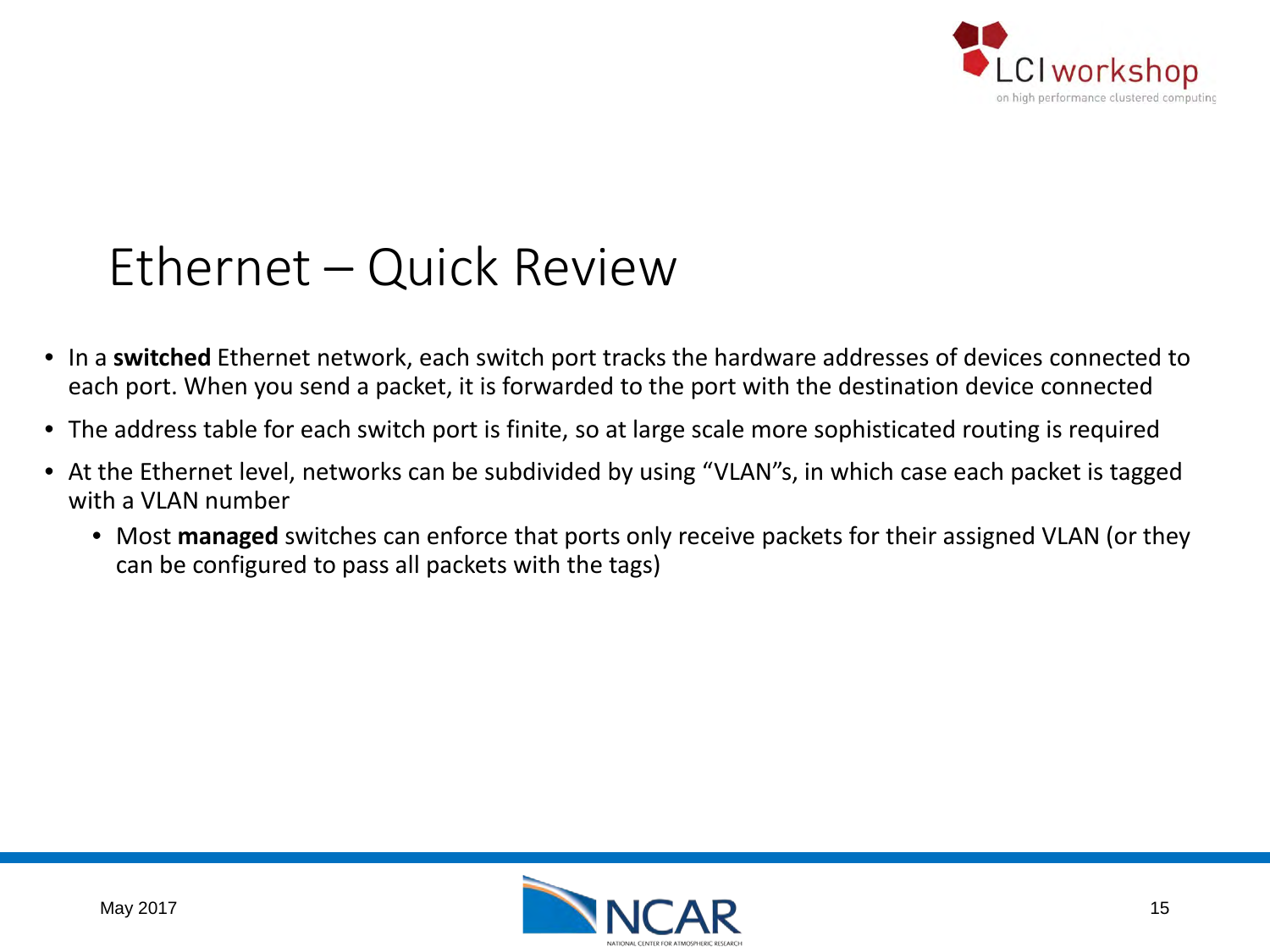# Ethernet – Quick Review

- In a **switched** Ethernet network, each switch port tracks the hardware addresses of devices connected to each port. When you send a packet, it is forwarded to the port with the destination device connected
- The address table for each switch port is finite, so at large scale more sophisticated routing is required
- At the Ethernet level, networks can be subdivided by using "VLAN"s, in which case each packet is tagged with a VLAN number
  - Most **managed** switches can enforce that ports only receive packets for their assigned VLAN (or they can be configured to pass all packets with the tags)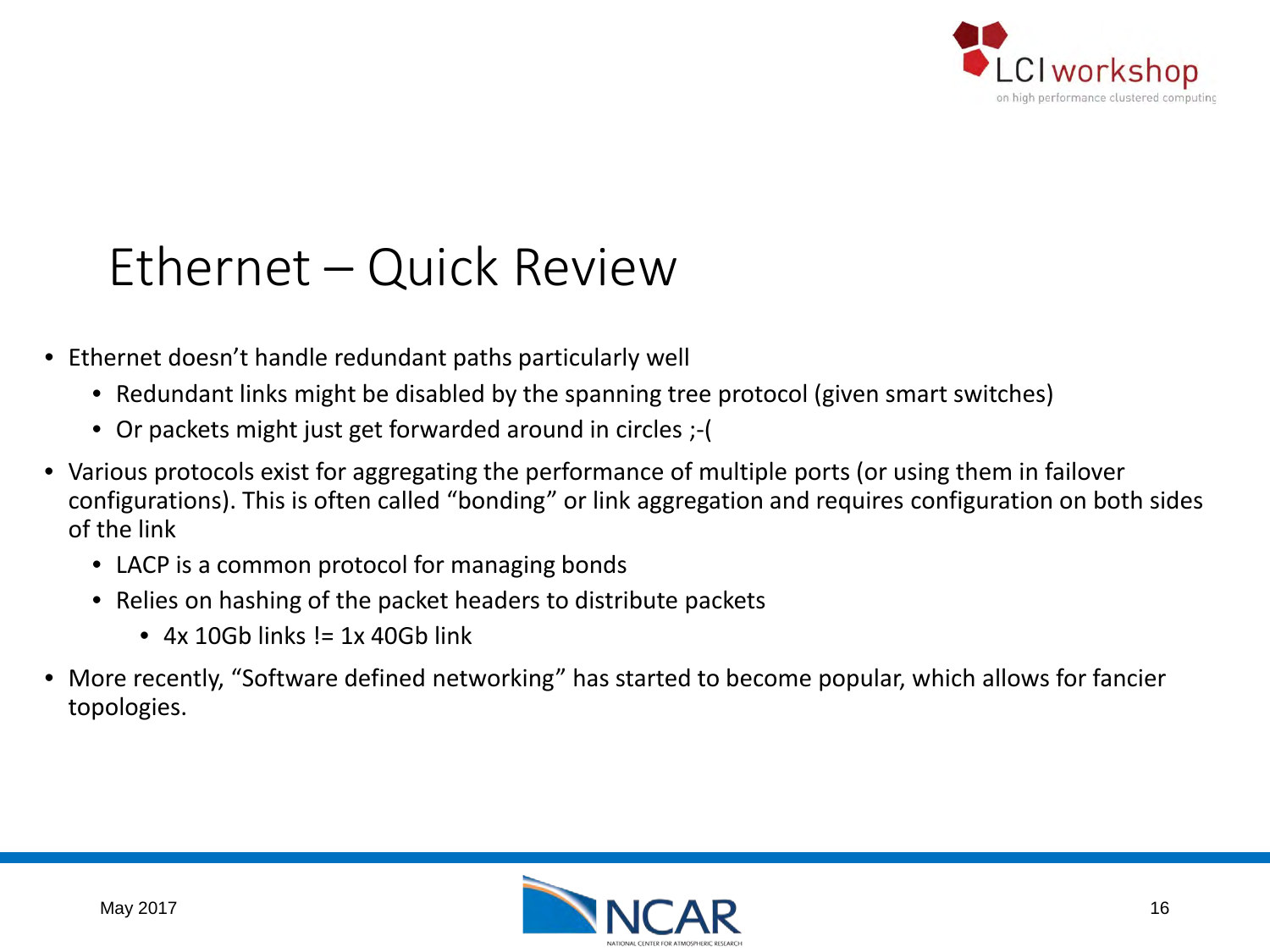# Ethernet – Quick Review

- Ethernet doesn't handle redundant paths particularly well
  - Redundant links might be disabled by the spanning tree protocol (given smart switches)
  - Or packets might just get forwarded around in circles ;-(
- Various protocols exist for aggregating the performance of multiple ports (or using them in failover configurations). This is often called "bonding" or link aggregation and requires configuration on both sides of the link
  - LACP is a common protocol for managing bonds
  - Relies on hashing of the packet headers to distribute packets
    - 4x 10Gb links != 1x 40Gb link
- More recently, "Software defined networking" has started to become popular, which allows for fancier topologies.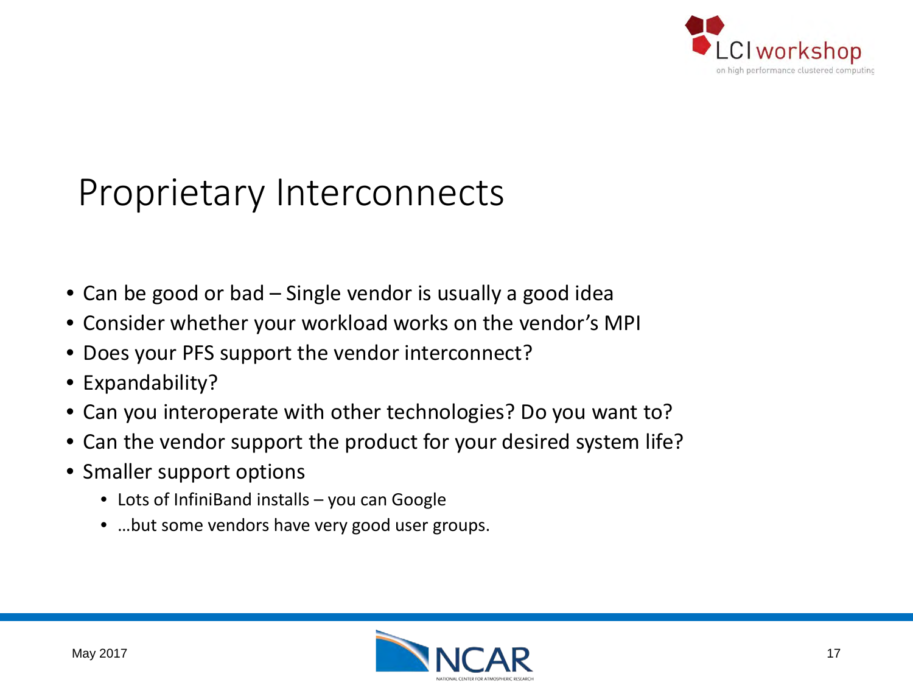# Proprietary Interconnects

- Can be good or bad – Single vendor is usually a good idea
- Consider whether your workload works on the vendor's MPI
- Does your PFS support the vendor interconnect?
- Expandability?
- Can you interoperate with other technologies? Do you want to?
- Can the vendor support the product for your desired system life?
- Smaller support options
  - Lots of InfiniBand installs – you can Google
  - …but some vendors have very good user groups.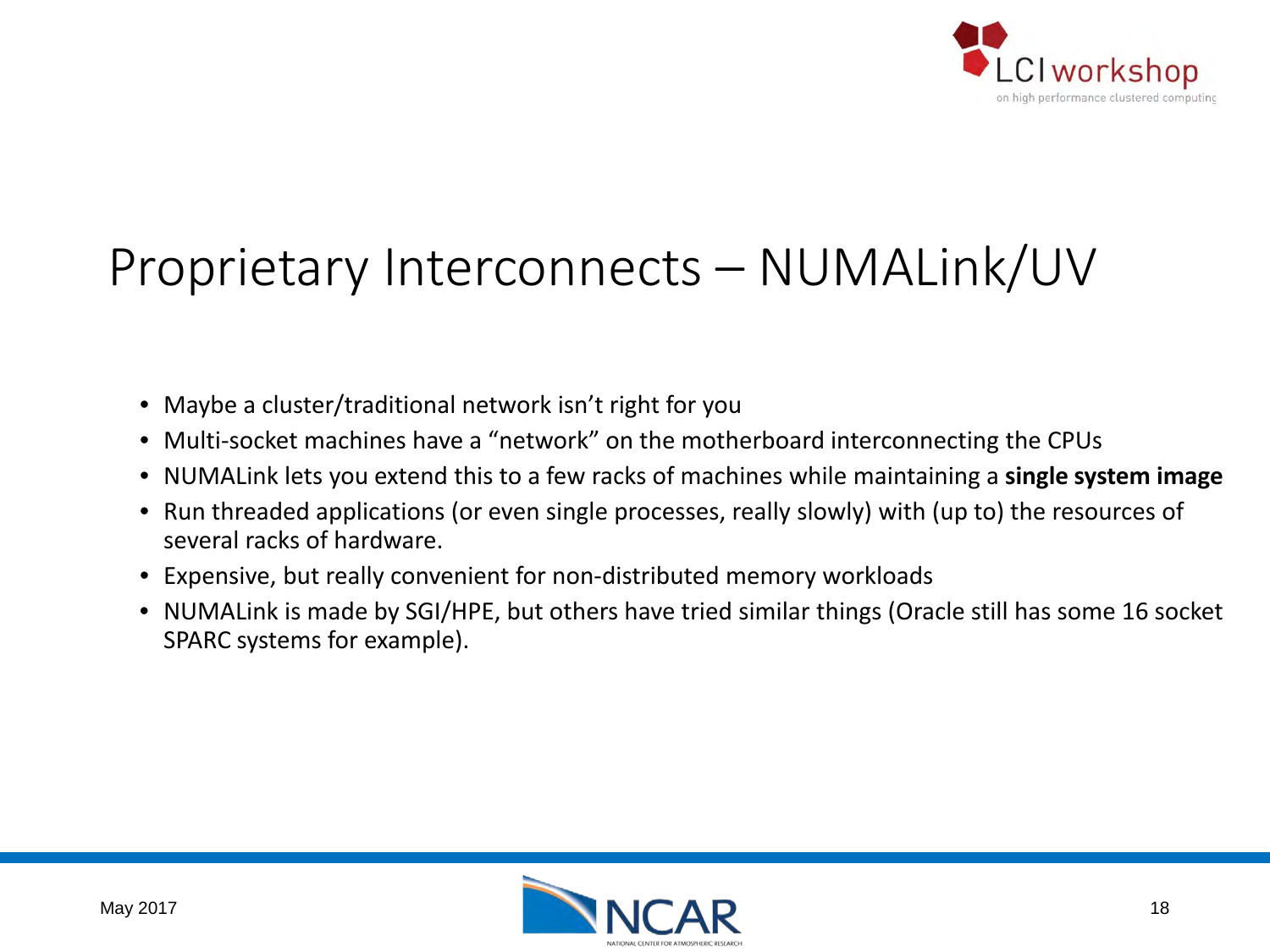# Proprietary Interconnects – NUMALink/UV

- Maybe a cluster/traditional network isn't right for you
- Multi-socket machines have a "network" on the motherboard interconnecting the CPUs
- NUMALink lets you extend this to a few racks of machines while maintaining a **single system image**
- Run threaded applications (or even single processes, really slowly) with (up to) the resources of several racks of hardware.
- Expensive, but really convenient for non-distributed memory workloads
- NUMALink is made by SGI/HPE, but others have tried similar things (Oracle still has some 16 socket SPARC systems for example).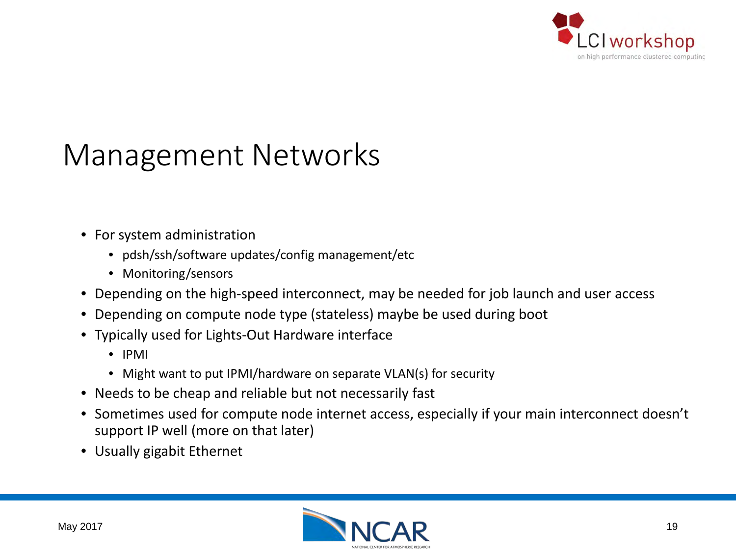# Management Networks

- For system administration
  - pdsh/ssh/software updates/config management/etc
  - Monitoring/sensors
- Depending on the high-speed interconnect, may be needed for job launch and user access
- Depending on compute node type (stateless) maybe be used during boot
- Typically used for Lights-Out Hardware interface
  - IPMI
  - Might want to put IPMI/hardware on separate VLAN(s) for security
- Needs to be cheap and reliable but not necessarily fast
- Sometimes used for compute node internet access, especially if your main interconnect doesn't support IP well (more on that later)
- Usually gigabit Ethernet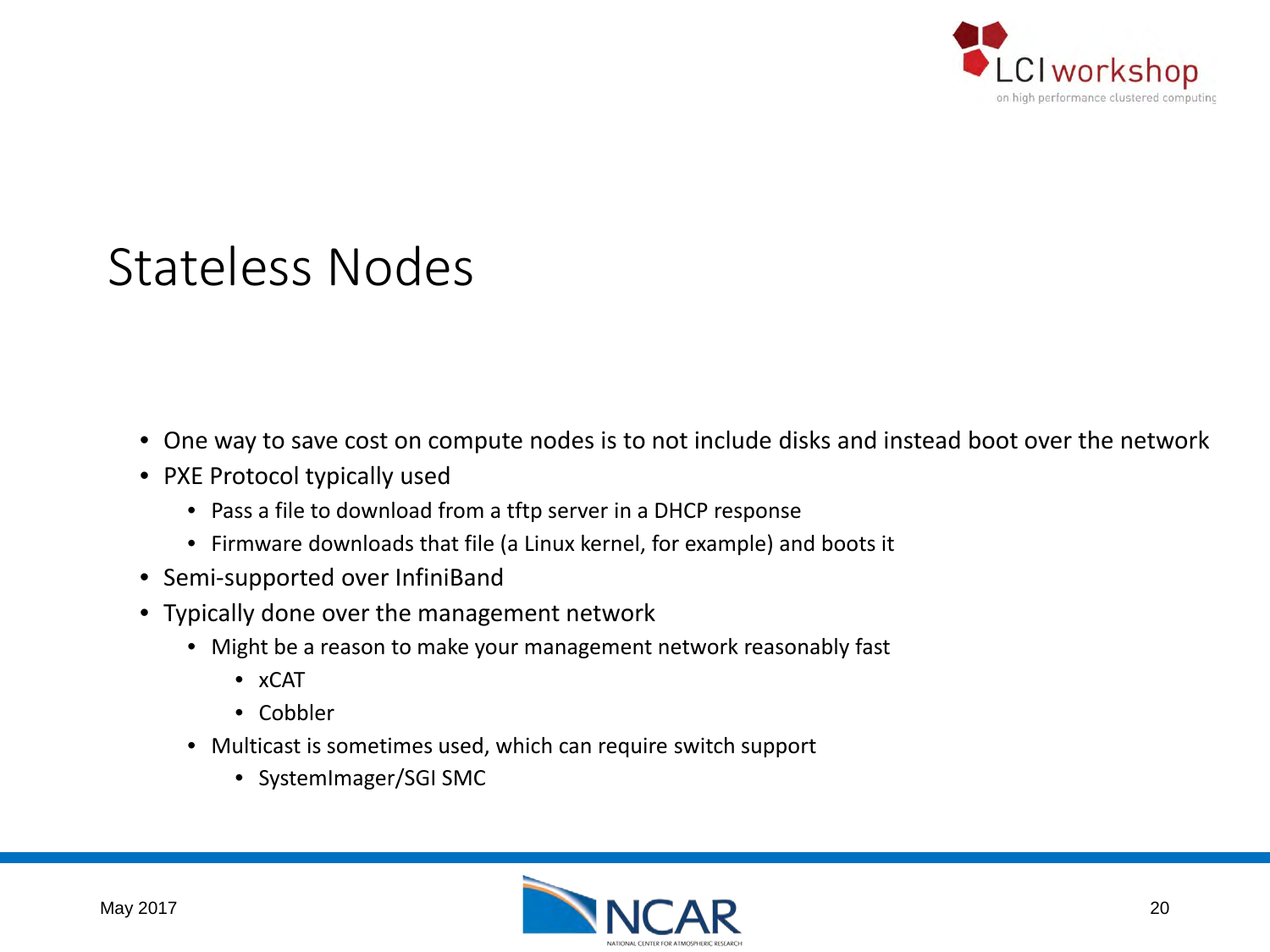# Stateless Nodes

- One way to save cost on compute nodes is to not include disks and instead boot over the network
- PXE Protocol typically used
  - Pass a file to download from a tftp server in a DHCP response
  - Firmware downloads that file (a Linux kernel, for example) and boots it
- Semi-supported over InfiniBand
- Typically done over the management network
  - Might be a reason to make your management network reasonably fast
    - xCAT
    - Cobbler
  - Multicast is sometimes used, which can require switch support
    - SystemImager/SGI SMC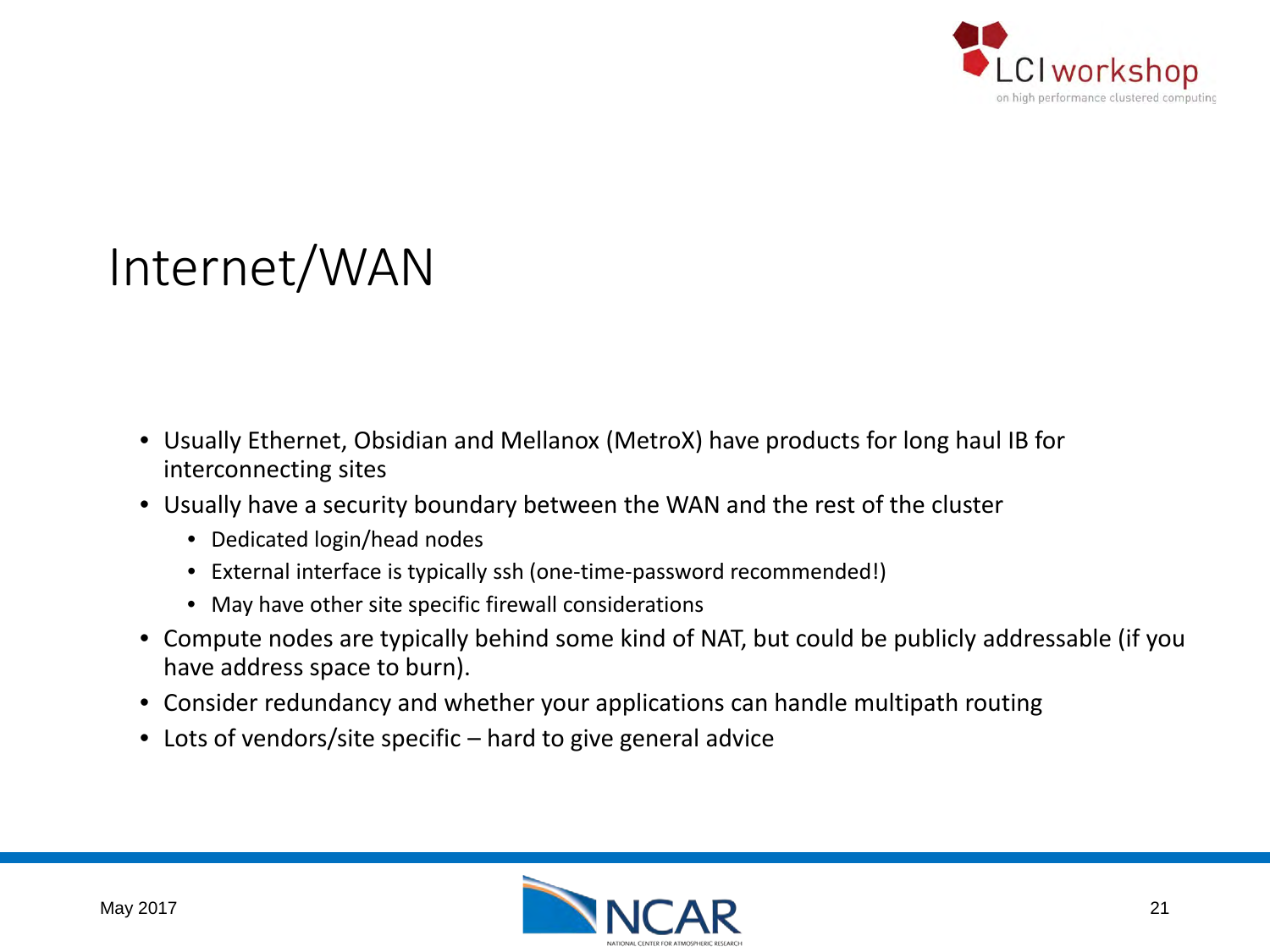# Internet/WAN

- Usually Ethernet, Obsidian and Mellanox (MetroX) have products for long haul IB for interconnecting sites
- Usually have a security boundary between the WAN and the rest of the cluster
  - Dedicated login/head nodes
  - External interface is typically ssh (one-time-password recommended!)
  - May have other site specific firewall considerations
- Compute nodes are typically behind some kind of NAT, but could be publicly addressable (if you have address space to burn).
- Consider redundancy and whether your applications can handle multipath routing
- Lots of vendors/site specific – hard to give general advice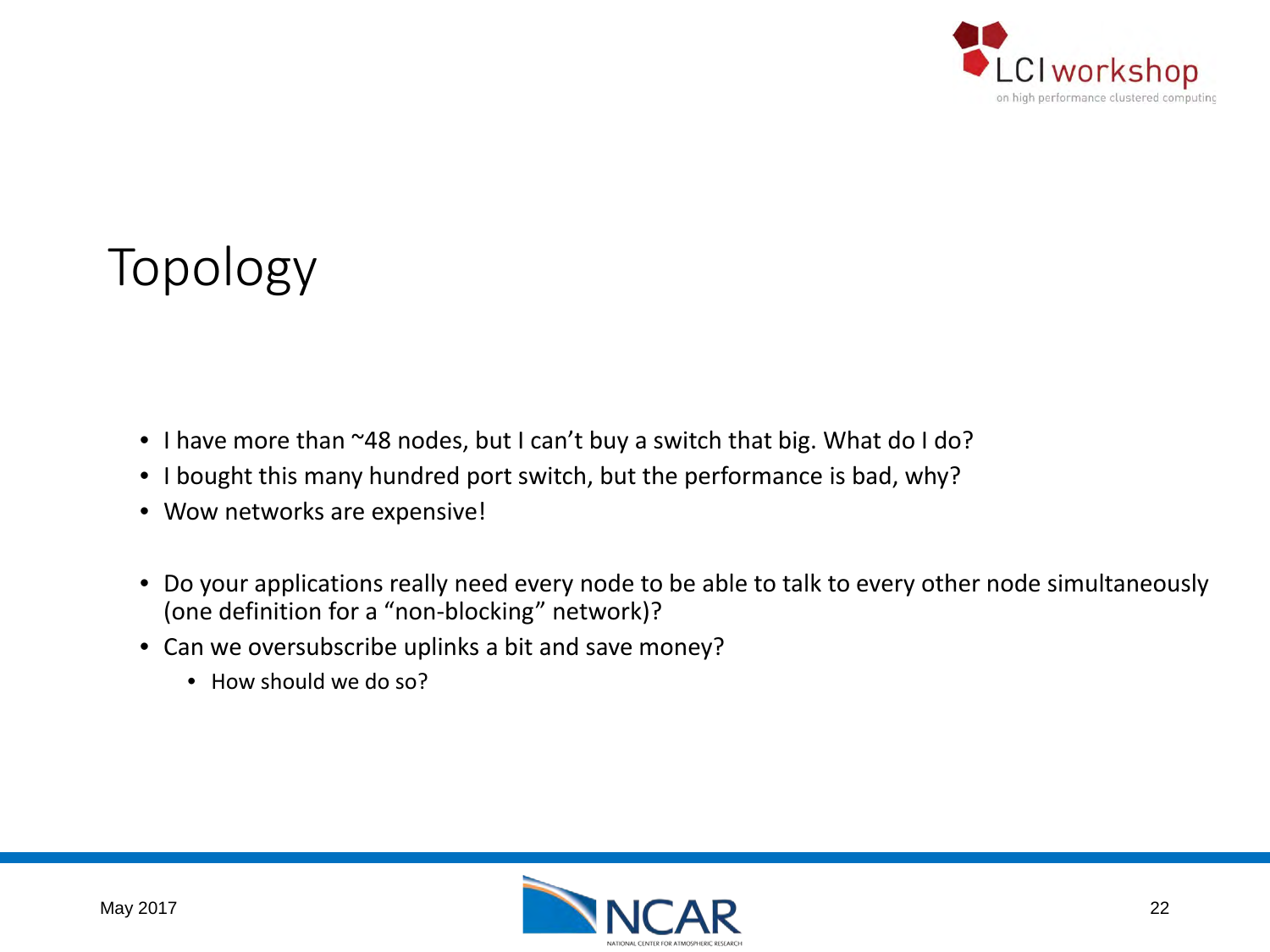# Topology

- I have more than ~48 nodes, but I can't buy a switch that big. What do I do?
- I bought this many hundred port switch, but the performance is bad, why?
- Wow networks are expensive!

- Do your applications really need every node to be able to talk to every other node simultaneously (one definition for a "non-blocking" network)?
- Can we oversubscribe uplinks a bit and save money?
  - How should we do so?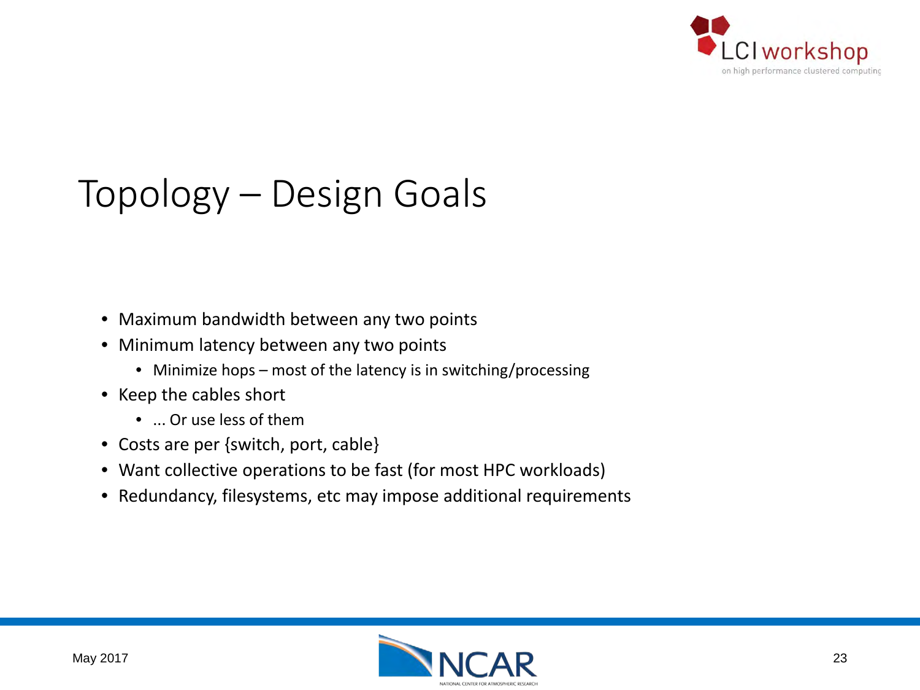# Topology – Design Goals

- Maximum bandwidth between any two points
- Minimum latency between any two points
  - Minimize hops – most of the latency is in switching/processing
- Keep the cables short
  - ... Or use less of them
- Costs are per {switch, port, cable}
- Want collective operations to be fast (for most HPC workloads)
- Redundancy, filesystems, etc may impose additional requirements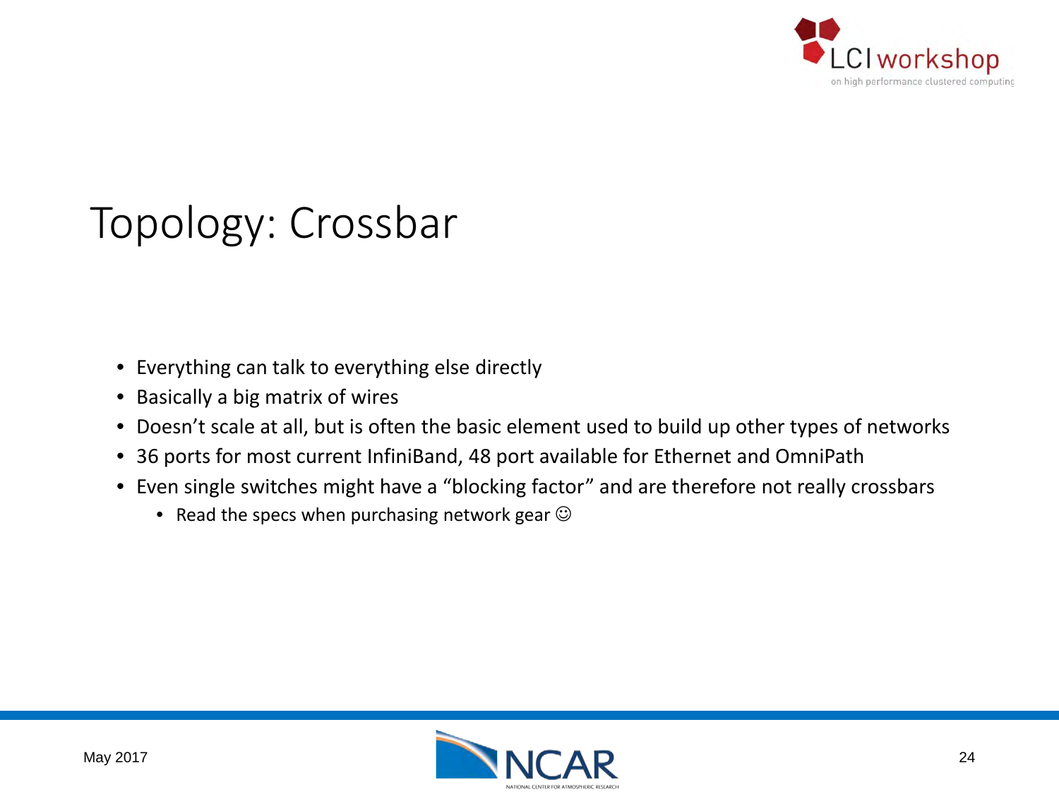# Topology: Crossbar

- Everything can talk to everything else directly
- Basically a big matrix of wires
- Doesn't scale at all, but is often the basic element used to build up other types of networks
- 36 ports for most current InfiniBand, 48 port available for Ethernet and OmniPath
- Even single switches might have a "blocking factor" and are therefore not really crossbars
  - Read the specs when purchasing network gear ☺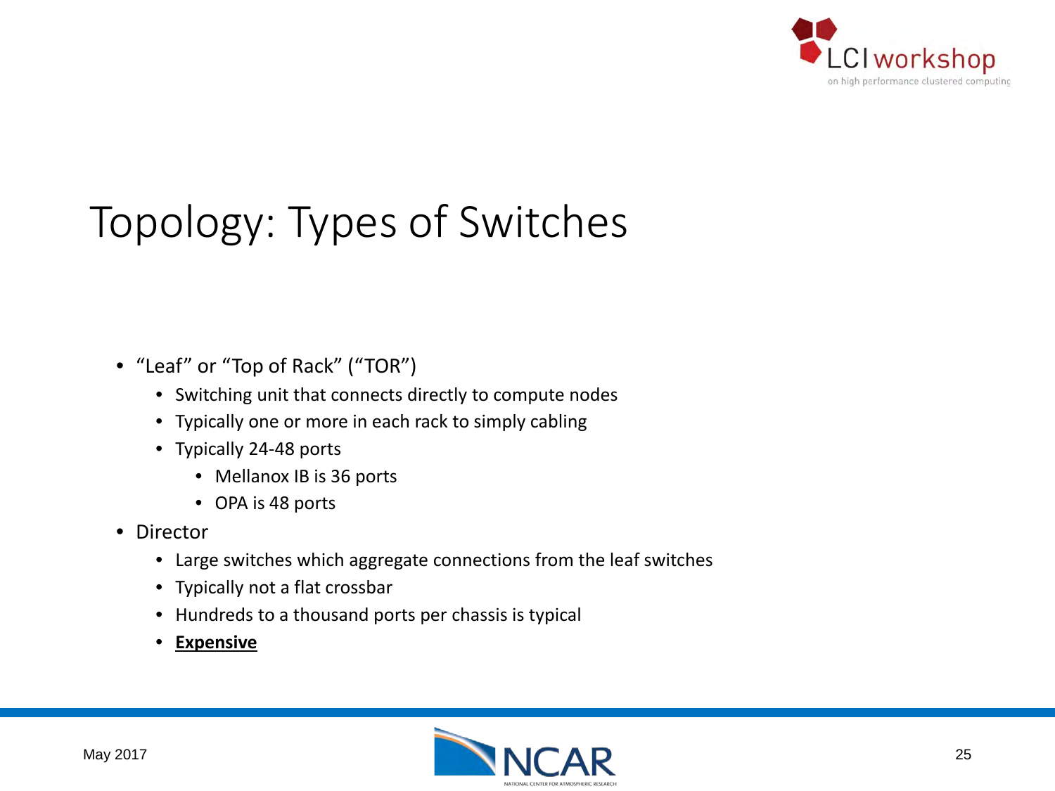# Topology: Types of Switches

- "Leaf" or "Top of Rack" ("TOR")
  - Switching unit that connects directly to compute nodes
  - Typically one or more in each rack to simply cabling
  - Typically 24-48 ports
    - Mellanox IB is 36 ports
    - OPA is 48 ports
- Director
  - Large switches which aggregate connections from the leaf switches
  - Typically not a flat crossbar
  - Hundreds to a thousand ports per chassis is typical
  - **Expensive**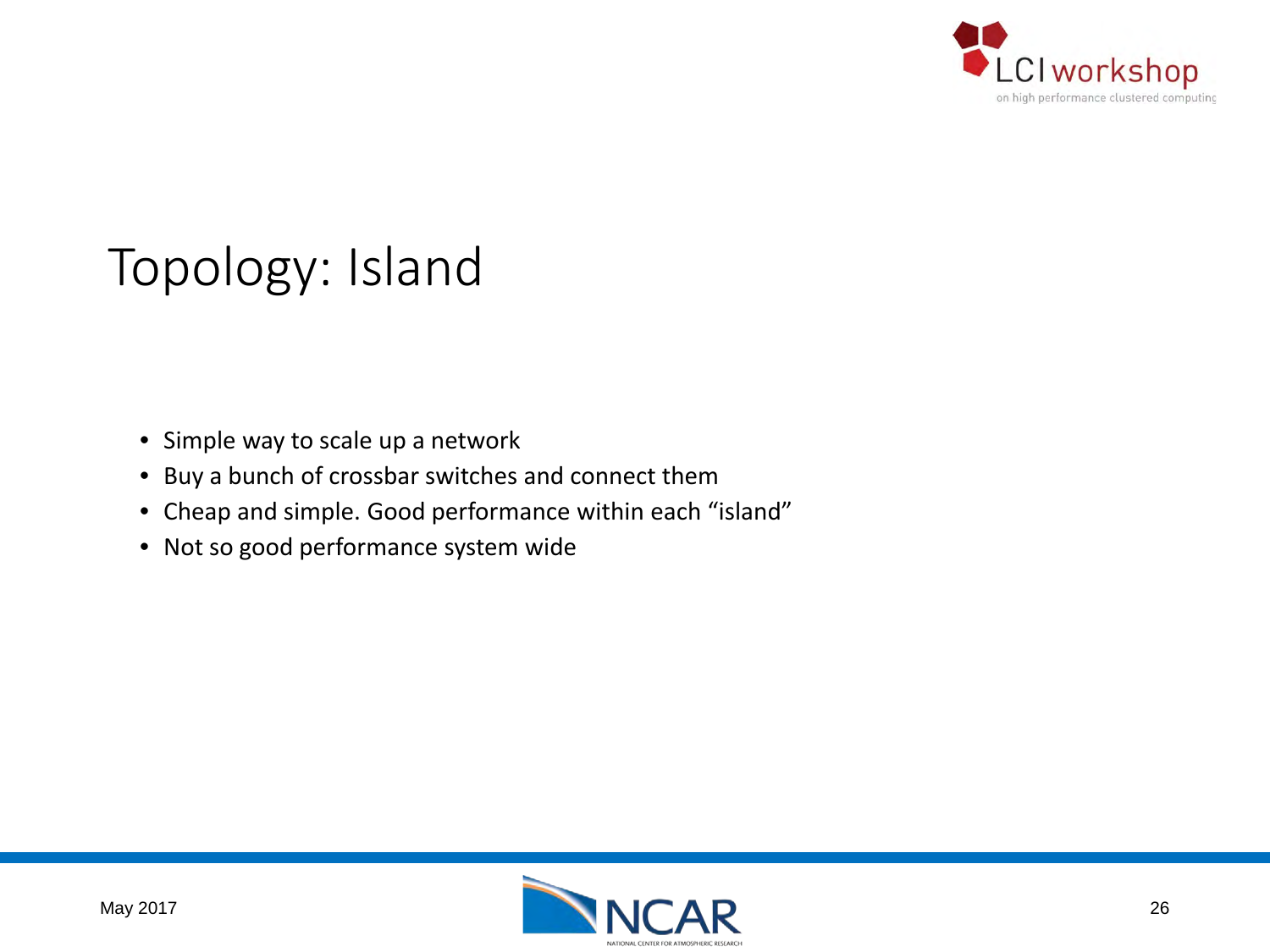# Topology: Island

- Simple way to scale up a network
- Buy a bunch of crossbar switches and connect them
- Cheap and simple. Good performance within each “island”
- Not so good performance system wide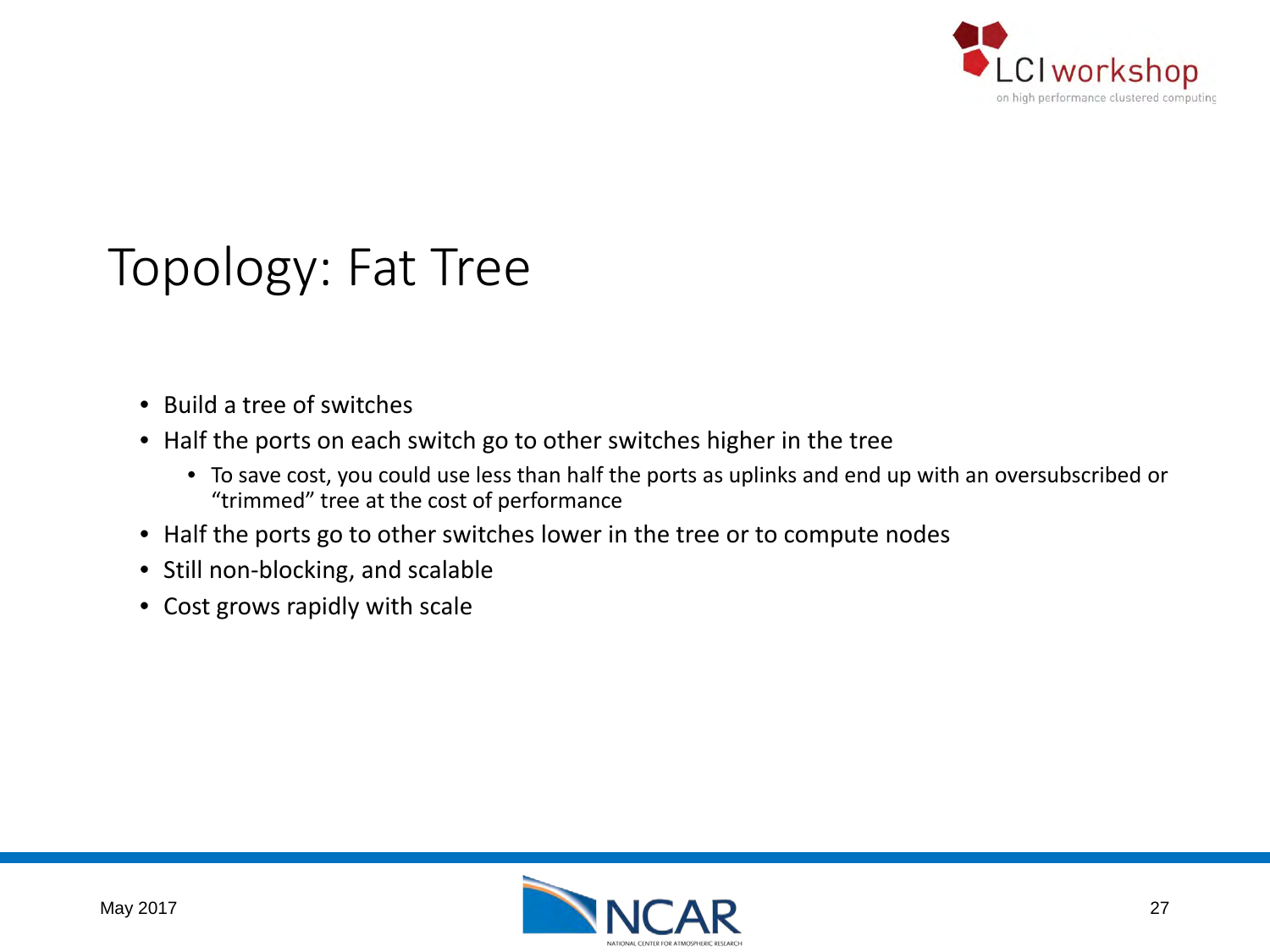# Topology: Fat Tree

- Build a tree of switches
- Half the ports on each switch go to other switches higher in the tree
  - To save cost, you could use less than half the ports as uplinks and end up with an oversubscribed or "trimmed" tree at the cost of performance
- Half the ports go to other switches lower in the tree or to compute nodes
- Still non-blocking, and scalable
- Cost grows rapidly with scale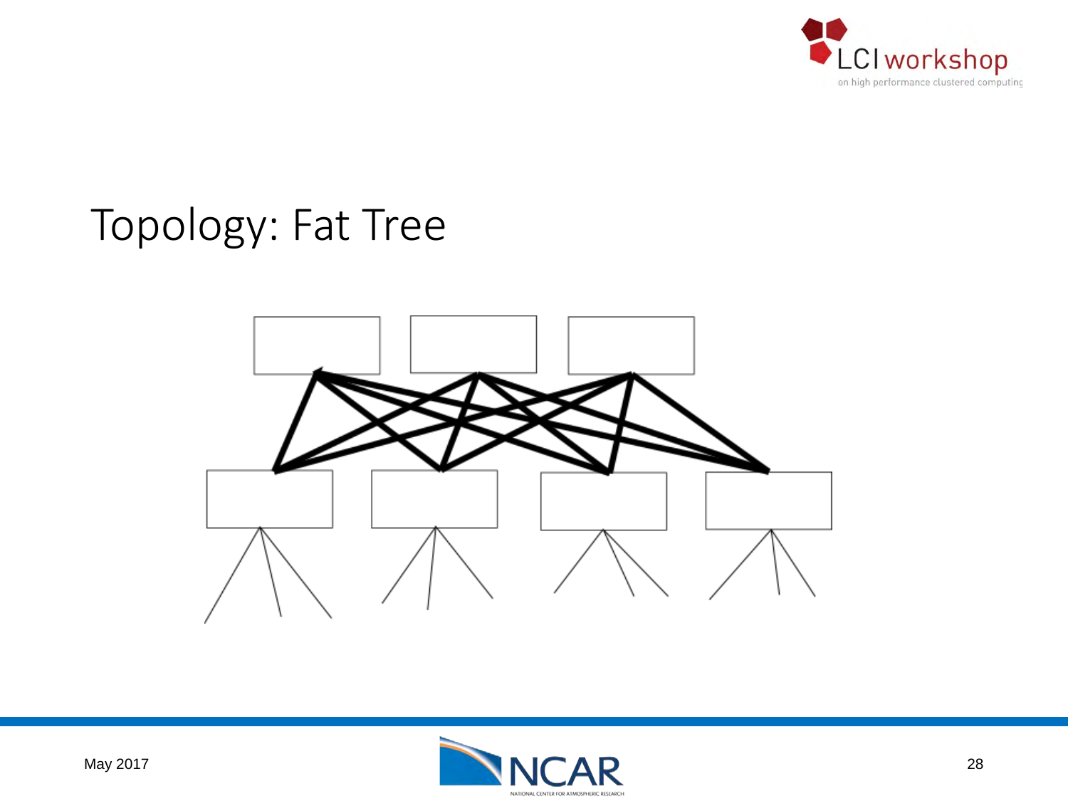# Topology: Fat Tree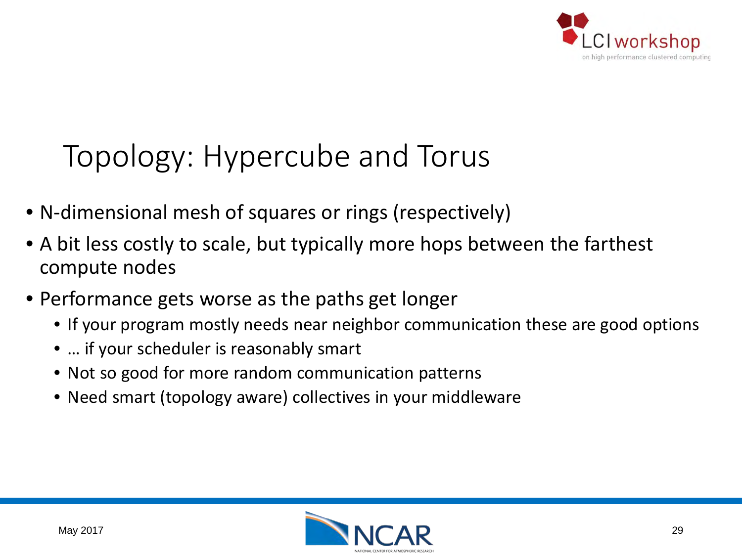# Topology: Hypercube and Torus

- N-dimensional mesh of squares or rings (respectively)
- A bit less costly to scale, but typically more hops between the farthest compute nodes
- Performance gets worse as the paths get longer
  - If your program mostly needs near neighbor communication these are good options
  - … if your scheduler is reasonably smart
  - Not so good for more random communication patterns
  - Need smart (topology aware) collectives in your middleware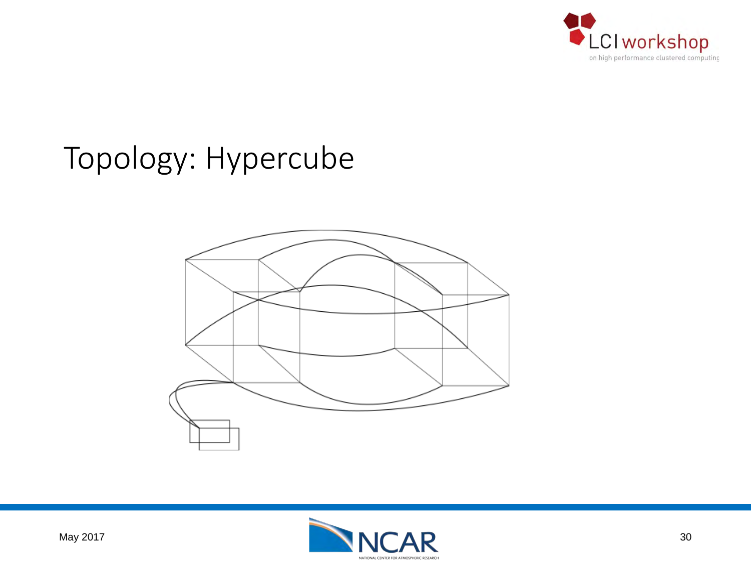# Topology: Hypercube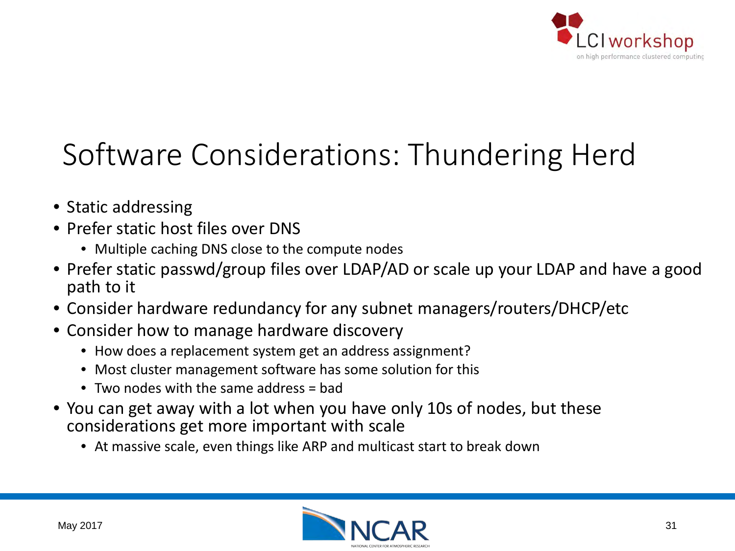# Software Considerations: Thundering Herd

- Static addressing
- Prefer static host files over DNS
  - Multiple caching DNS close to the compute nodes
- Prefer static passwd/group files over LDAP/AD or scale up your LDAP and have a good path to it
- Consider hardware redundancy for any subnet managers/routers/DHCP/etc
- Consider how to manage hardware discovery
  - How does a replacement system get an address assignment?
  - Most cluster management software has some solution for this
  - Two nodes with the same address = bad
- You can get away with a lot when you have only 10s of nodes, but these considerations get more important with scale
  - At massive scale, even things like ARP and multicast start to break down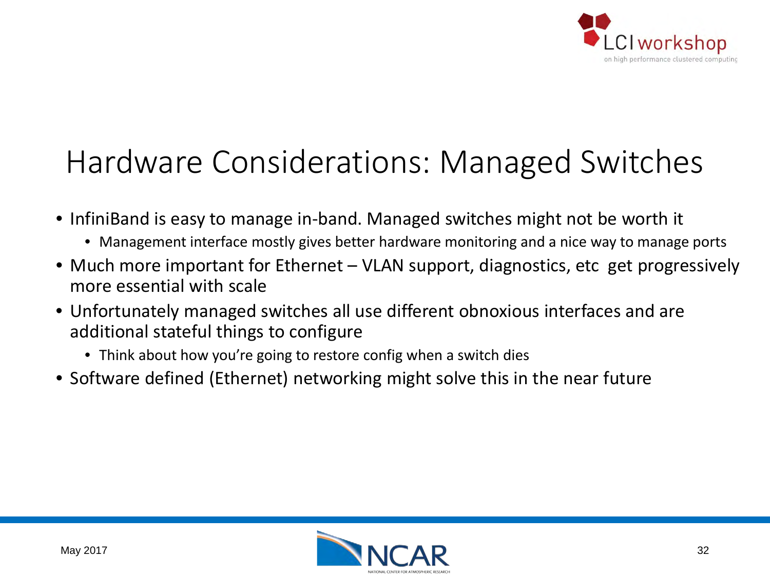# Hardware Considerations: Managed Switches

- InfiniBand is easy to manage in-band. Managed switches might not be worth it
  - Management interface mostly gives better hardware monitoring and a nice way to manage ports
- Much more important for Ethernet – VLAN support, diagnostics, etc get progressively more essential with scale
- Unfortunately managed switches all use different obnoxious interfaces and are additional stateful things to configure
  - Think about how you're going to restore config when a switch dies
- Software defined (Ethernet) networking might solve this in the near future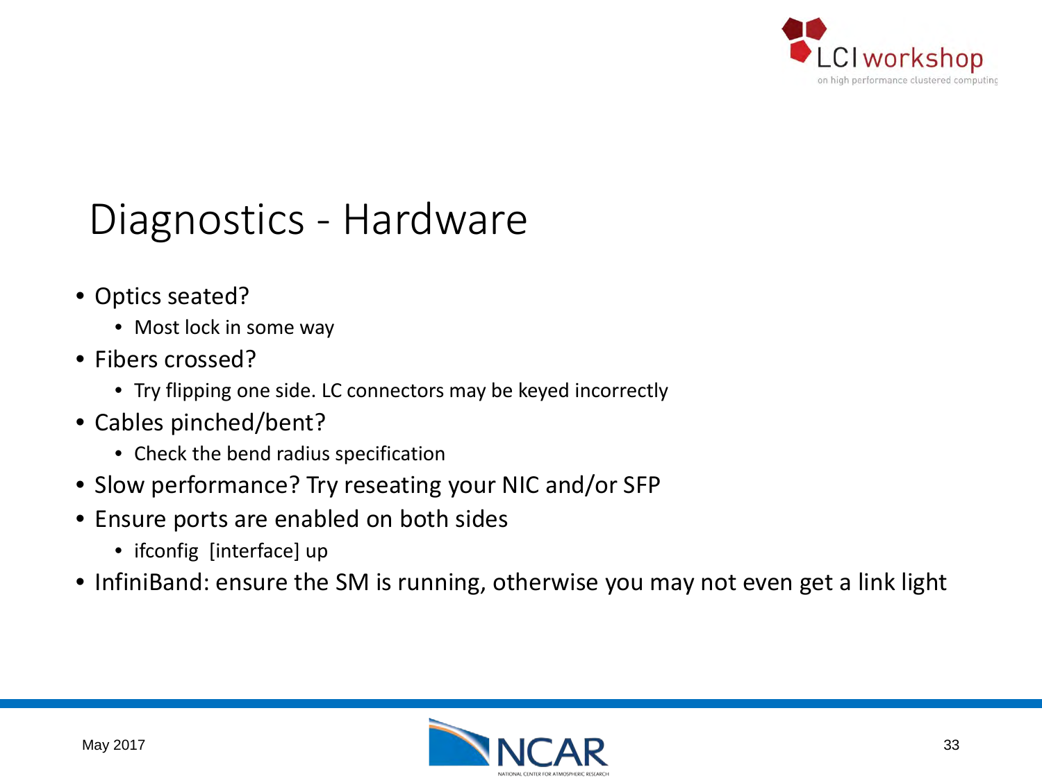# Diagnostics - Hardware

- Optics seated?
  - Most lock in some way
- Fibers crossed?
  - Try flipping one side. LC connectors may be keyed incorrectly
- Cables pinched/bent?
  - Check the bend radius specification
- Slow performance? Try reseating your NIC and/or SFP
- Ensure ports are enabled on both sides
  - ifconfig [interface] up
- InfiniBand: ensure the SM is running, otherwise you may not even get a link light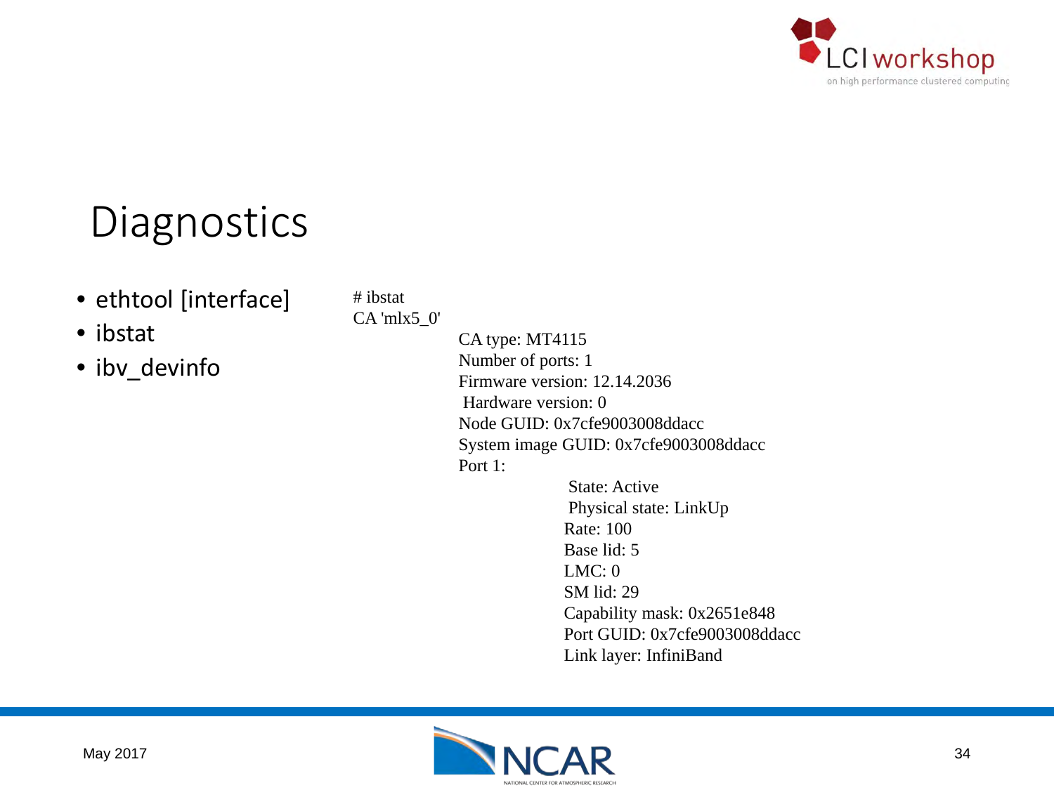# Diagnostics

- ethtool [interface]
- ibstat
- ibv_devinfo

```
# ibstat
CA 'mlx5_0'
        CA type: MT4115
        Number of ports: 1
        Firmware version: 12.14.2036
        Hardware version: 0
        Node GUID: 0x7cfe9003008ddacc
        System image GUID: 0x7cfe9003008ddacc
        Port 1:
                State: Active
                Physical state: LinkUp
                Rate: 100
                Base lid: 5
                LMC: 0
                SM lid: 29
                Capability mask: 0x2651e848
                Port GUID: 0x7cfe9003008ddacc
                Link layer: InfiniBand
```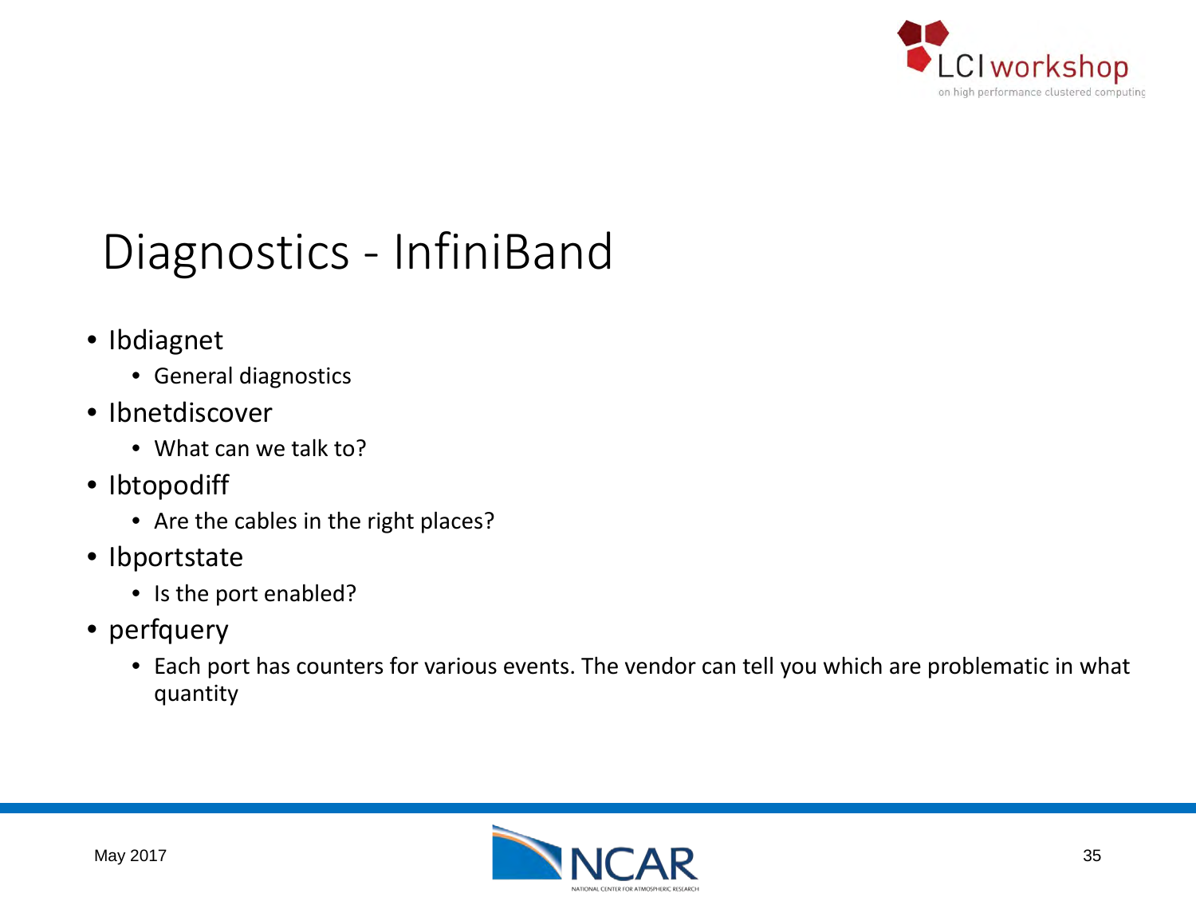# Diagnostics - InfiniBand

- Ibdiagnet
  - General diagnostics
- Ibnetdiscover
  - What can we talk to?
- Ibtopodiff
  - Are the cables in the right places?
- Ibportstate
  - Is the port enabled?
- perfquery
  - Each port has counters for various events. The vendor can tell you which are problematic in what quantity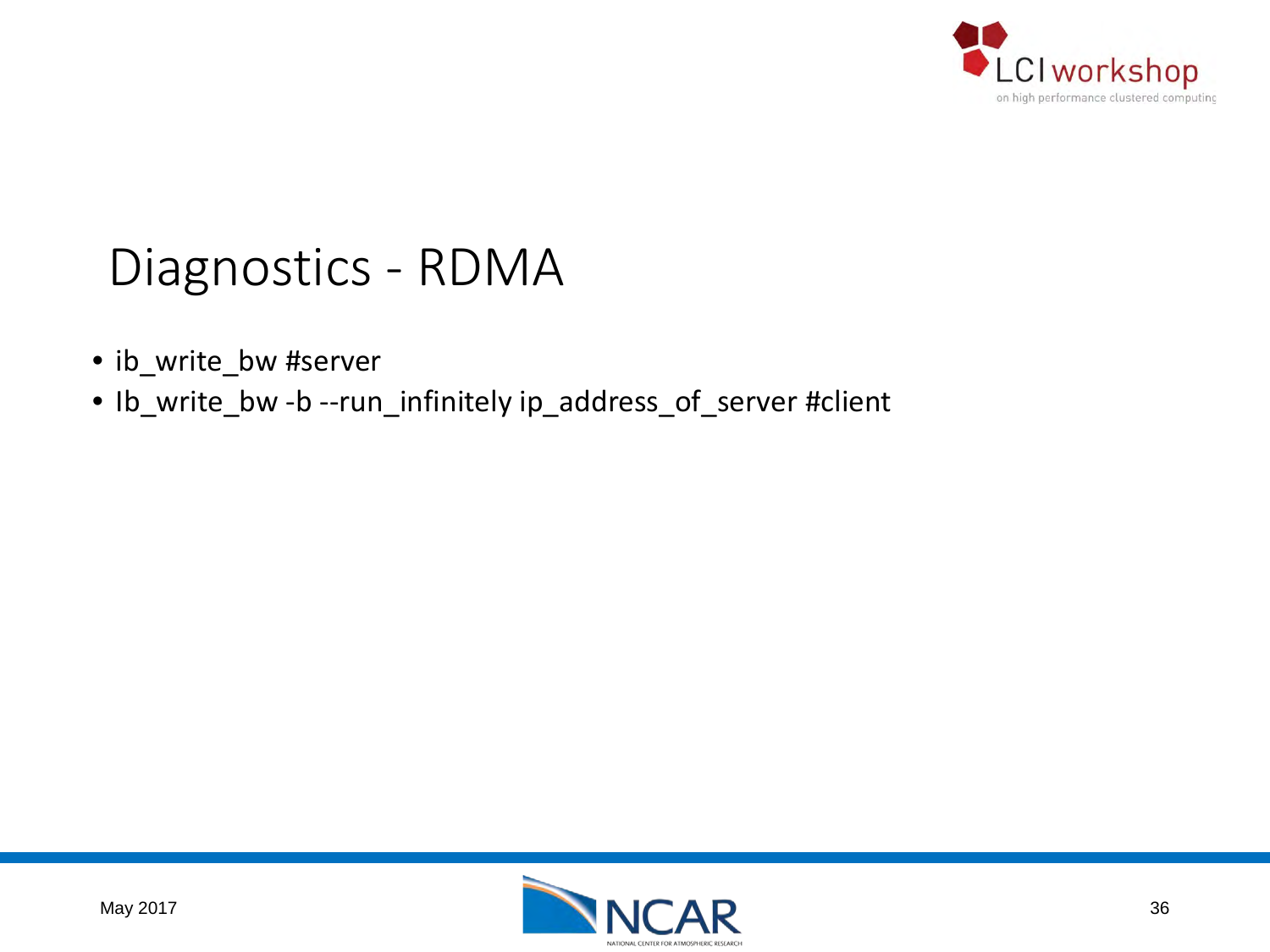# Diagnostics - RDMA

- ib_write_bw #server
- Ib_write_bw -b --run_infinitely ip_address_of_server #client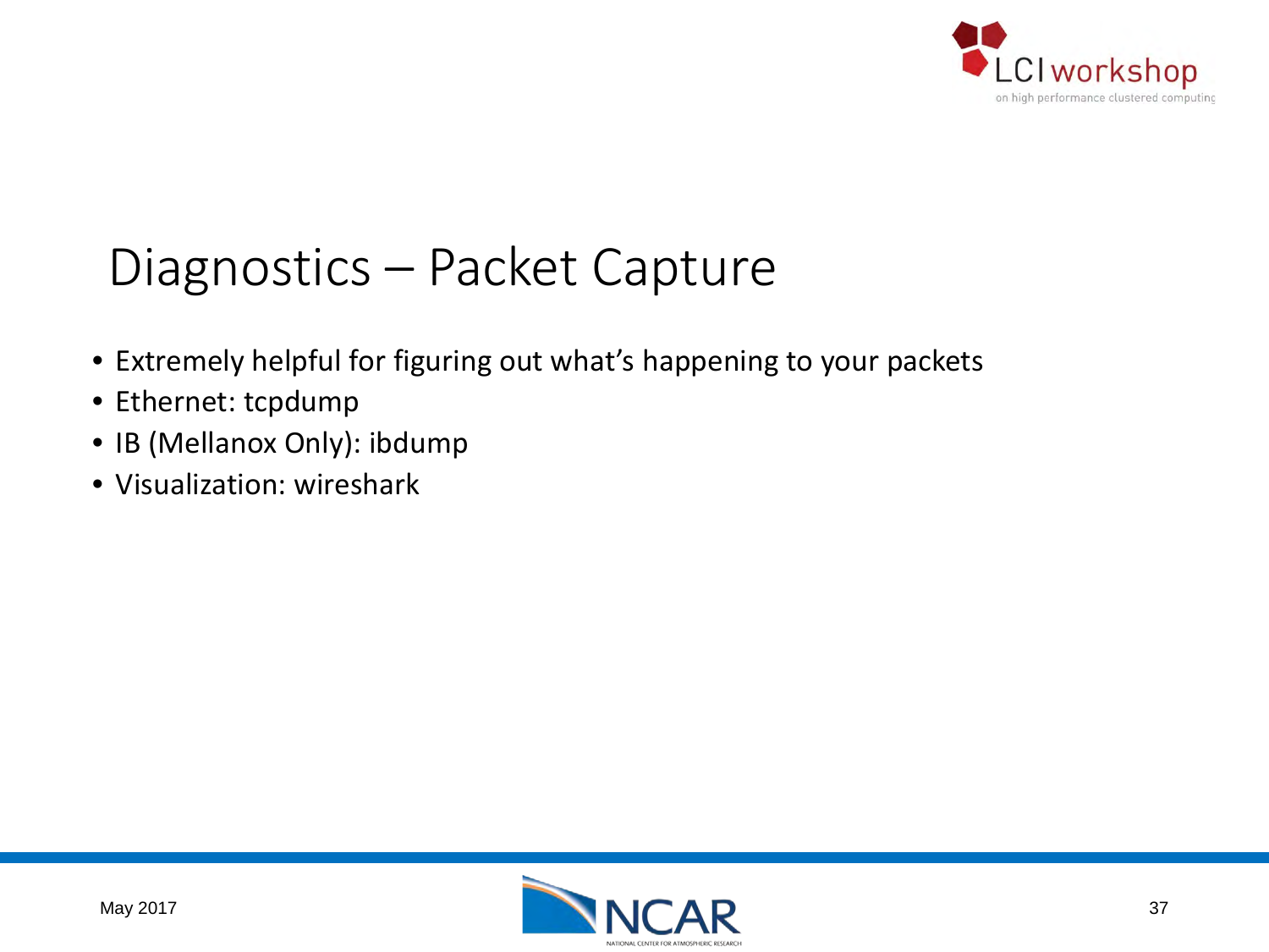# Diagnostics – Packet Capture

- Extremely helpful for figuring out what's happening to your packets
- Ethernet: tcpdump
- IB (Mellanox Only): ibdump
- Visualization: wireshark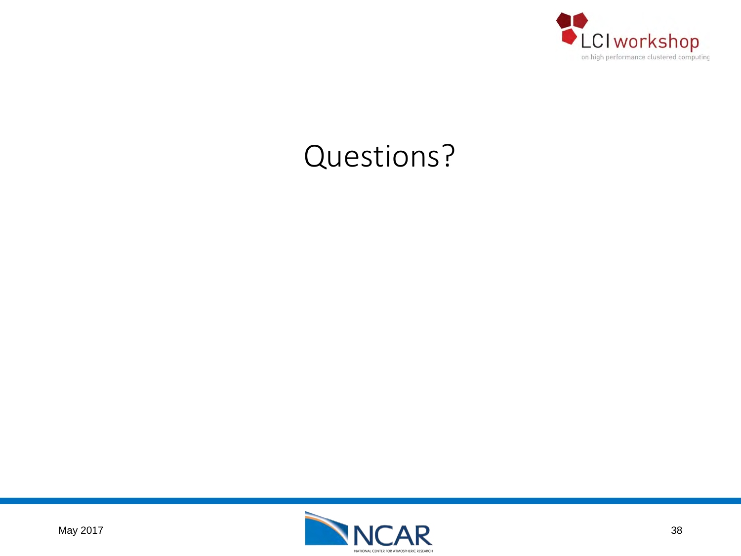# Questions?